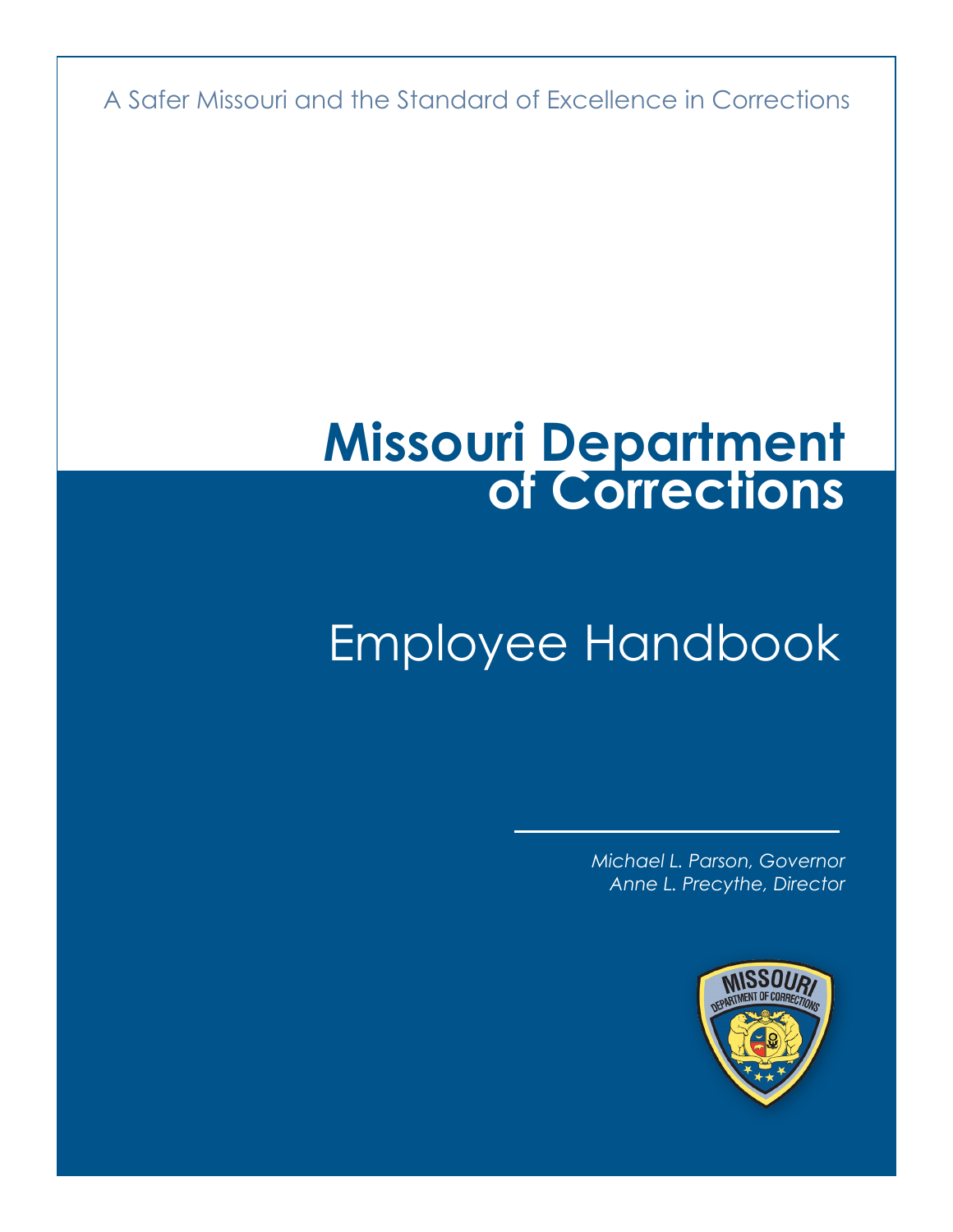A Safer Missouri and the Standard of Excellence in Corrections

# Missouri Department of Corrections

## Employee Handbook

*Michael L. Parson, Governor*
*Anne L. Precythe, Director*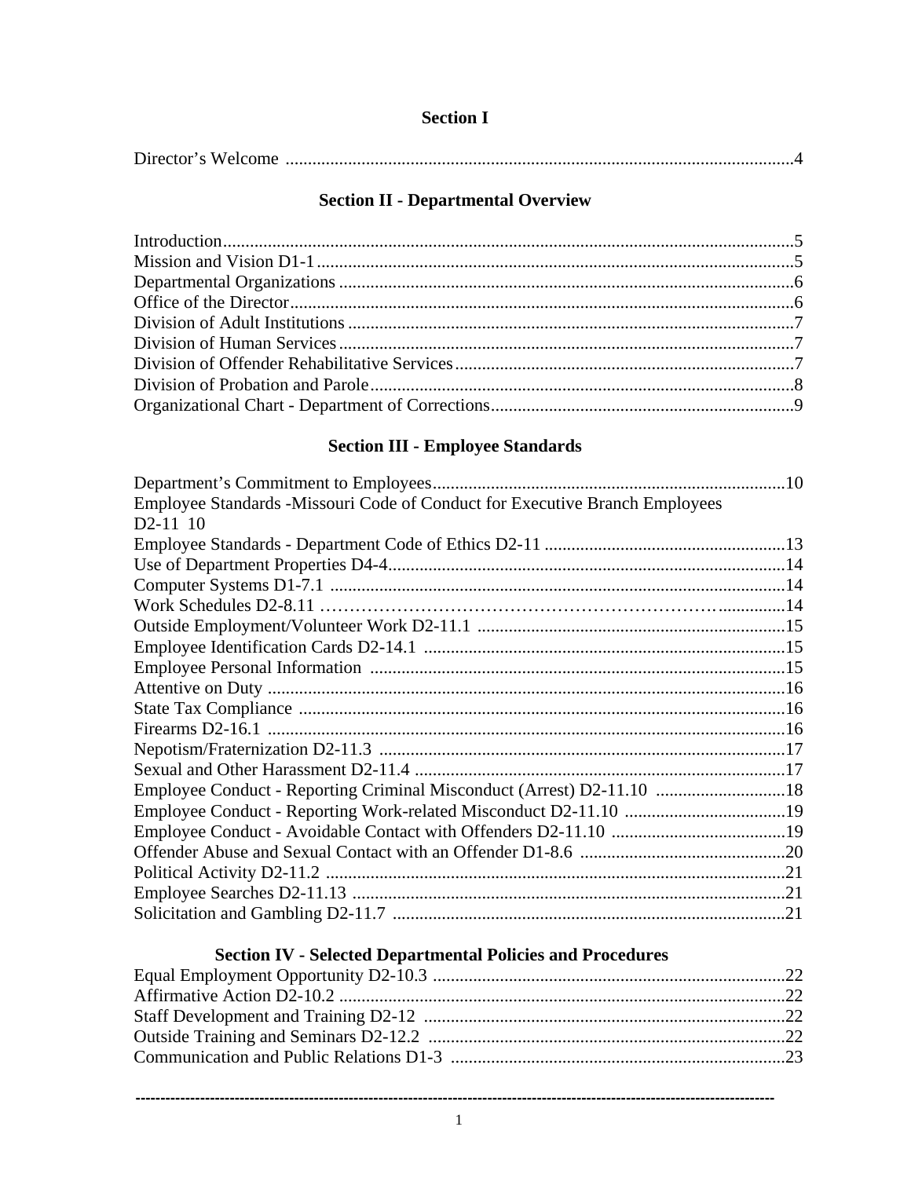## Section I

Director's Welcome .......................................................................................................4

## Section II - Departmental Overview

Introduction.......................................................................................................................5
Mission and Vision D1-1 ...................................................................................................5
Departmental Organizations .............................................................................................6
Office of the Director.........................................................................................................6
Division of Adult Institutions ...........................................................................................7
Division of Human Services .............................................................................................7
Division of Offender Rehabilitative Services ...................................................................7
Division of Probation and Parole.......................................................................................8
Organizational Chart - Department of Corrections...........................................................9

## Section III - Employee Standards

Department's Commitment to Employees........................................................................10
Employee Standards -Missouri Code of Conduct for Executive Branch Employees D2-11 10
Employee Standards - Department Code of Ethics D2-11 ..............................................13
Use of Department Properties D4-4..................................................................................14
Computer Systems D1-7.1 ..............................................................................................14
Work Schedules D2-8.11 .................................................................................................14
Outside Employment/Volunteer Work D2-11.1 ..............................................................15
Employee Identification Cards D2-14.1 .........................................................................15
Employee Personal Information .....................................................................................15
Attentive on Duty .............................................................................................................16
State Tax Compliance .....................................................................................................16
Firearms D2-16.1 .............................................................................................................16
Nepotism/Fraternization D2-11.3 ...................................................................................17
Sexual and Other Harassment D2-11.4 ...........................................................................17
Employee Conduct - Reporting Criminal Misconduct (Arrest) D2-11.10 .......................18
Employee Conduct - Reporting Work-related Misconduct D2-11.10 ..............................19
Employee Conduct - Avoidable Contact with Offenders D2-11.10 .................................19
Offender Abuse and Sexual Contact with an Offender D1-8.6 ........................................20
Political Activity D2-11.2 ...............................................................................................21
Employee Searches D2-11.13 .........................................................................................21
Solicitation and Gambling D2-11.7 ................................................................................21

## Section IV - Selected Departmental Policies and Procedures

Equal Employment Opportunity D2-10.3 ........................................................................22
Affirmative Action D2-10.2 .............................................................................................22
Staff Development and Training D2-12 ..........................................................................22
Outside Training and Seminars D2-12.2 .........................................................................22
Communication and Public Relations D1-3 ....................................................................23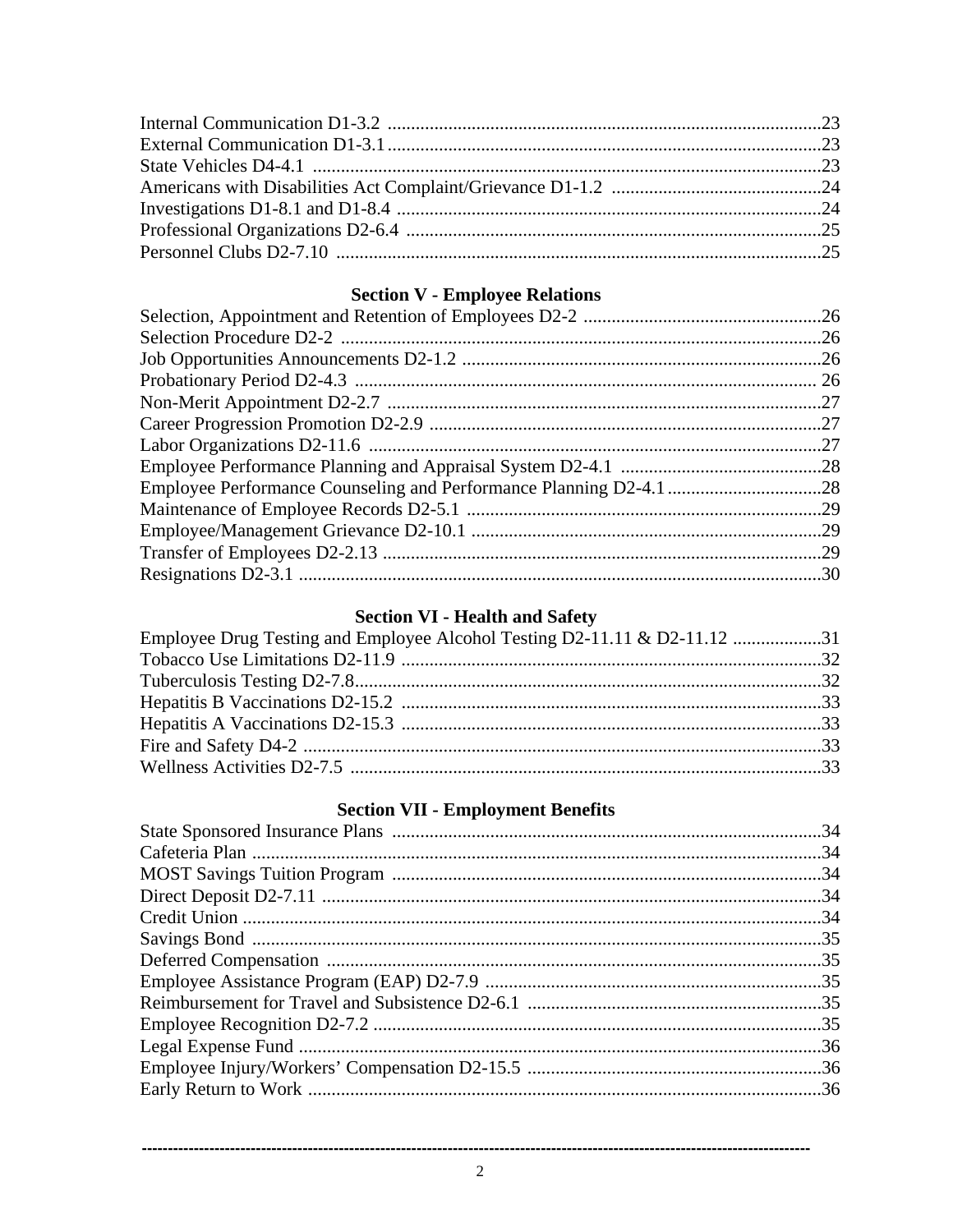Internal Communication D1-3.2 ........................................................................................23
External Communication D1-3.1........................................................................................23
State Vehicles D4-4.1 ........................................................................................................23
Americans with Disabilities Act Complaint/Grievance D1-1.2 ............................................24
Investigations D1-8.1 and D1-8.4 .......................................................................................24
Professional Organizations D2-6.4 ......................................................................................25
Personnel Clubs D2-7.10 ...................................................................................................25

## Section V - Employee Relations

Selection, Appointment and Retention of Employees D2-2 ..................................................26
Selection Procedure D2-2 ..................................................................................................26
Job Opportunities Announcements D2-1.2 ..........................................................................26
Probationary Period D2-4.3 ................................................................................................ 26
Non-Merit Appointment D2-2.7 ..........................................................................................27
Career Progression Promotion D2-2.9 .................................................................................27
Labor Organizations D2-11.6 ..............................................................................................27
Employee Performance Planning and Appraisal System D2-4.1 ...........................................28
Employee Performance Counseling and Performance Planning D2-4.1.................................28
Maintenance of Employee Records D2-5.1 .........................................................................29
Employee/Management Grievance D2-10.1 ........................................................................29
Transfer of Employees D2-2.13 ..........................................................................................29
Resignations D2-3.1 ..........................................................................................................30

## Section VI - Health and Safety

Employee Drug Testing and Employee Alcohol Testing D2-11.11 & D2-11.12 ...................31
Tobacco Use Limitations D2-11.9 .......................................................................................32
Tuberculosis Testing D2-7.8................................................................................................32
Hepatitis B Vaccinations D2-15.2 .......................................................................................33
Hepatitis A Vaccinations D2-15.3 .......................................................................................33
Fire and Safety D4-2 ..........................................................................................................33
Wellness Activities D2-7.5 .................................................................................................33

## Section VII - Employment Benefits

State Sponsored Insurance Plans .........................................................................................34
Cafeteria Plan .....................................................................................................................34
MOST Savings Tuition Program .........................................................................................34
Direct Deposit D2-7.11 .......................................................................................................34
Credit Union .......................................................................................................................34
Savings Bond .....................................................................................................................35
Deferred Compensation ......................................................................................................35
Employee Assistance Program (EAP) D2-7.9 ......................................................................35
Reimbursement for Travel and Subsistence D2-6.1 .............................................................35
Employee Recognition D2-7.2 ............................................................................................35
Legal Expense Fund ...........................................................................................................36
Employee Injury/Workers' Compensation D2-15.5 ..............................................................36
Early Return to Work ..........................................................................................................36

---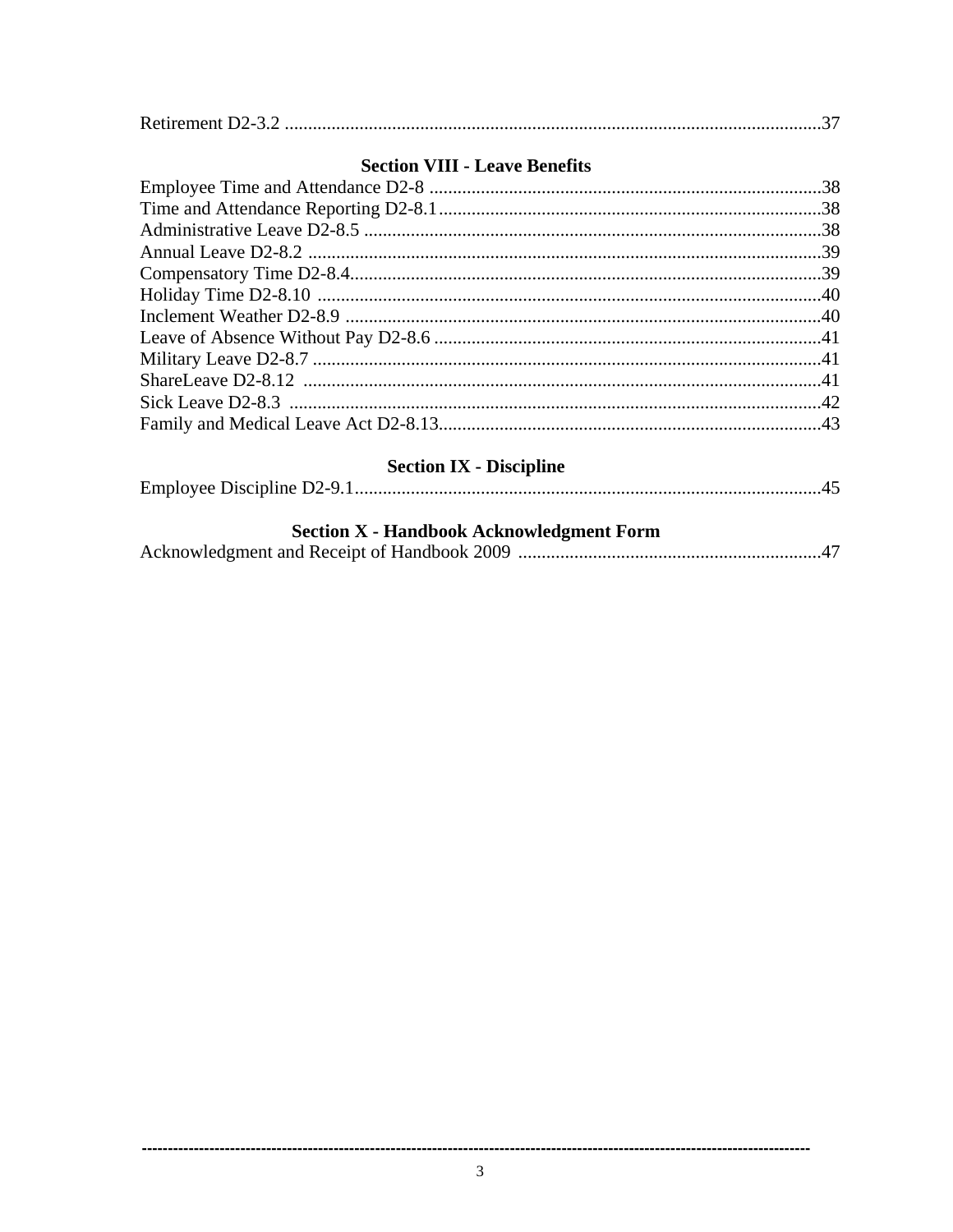Retirement D2-3.2 ....................................................................................................................37

## Section VIII - Leave Benefits

Employee Time and Attendance D2-8 ....................................................................................38
Time and Attendance Reporting D2-8.1..................................................................................38
Administrative Leave D2-8.5 ..................................................................................................38
Annual Leave D2-8.2 ..............................................................................................................39
Compensatory Time D2-8.4.....................................................................................................39
Holiday Time D2-8.10 ............................................................................................................40
Inclement Weather D2-8.9 ......................................................................................................40
Leave of Absence Without Pay D2-8.6 ...................................................................................41
Military Leave D2-8.7 .............................................................................................................41
ShareLeave D2-8.12 ...............................................................................................................41
Sick Leave D2-8.3 ..................................................................................................................42
Family and Medical Leave Act D2-8.13..................................................................................43

## Section IX - Discipline

Employee Discipline D2-9.1....................................................................................................45

## Section X - Handbook Acknowledgment Form

Acknowledgment and Receipt of Handbook 2009 .................................................................47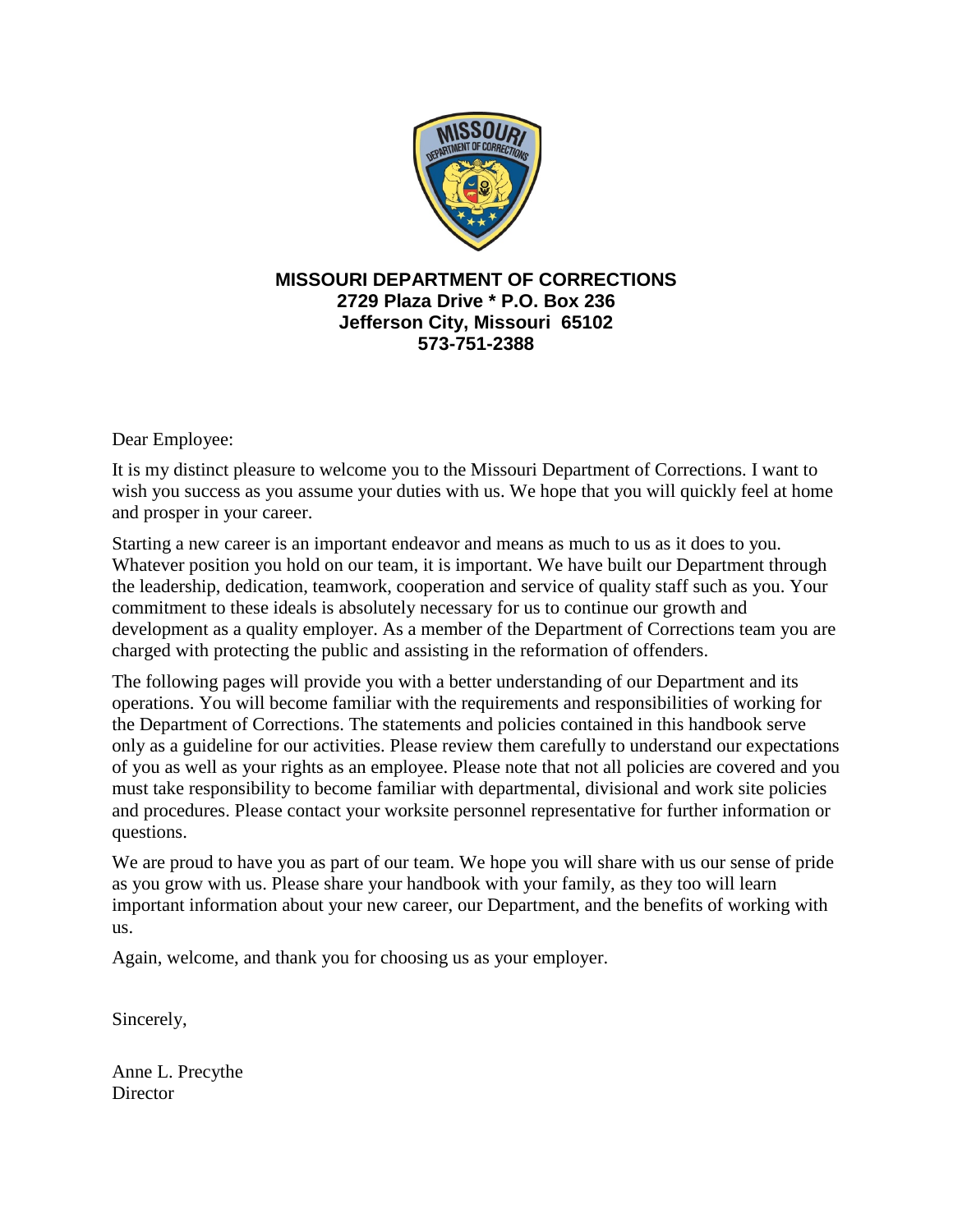**MISSOURI DEPARTMENT OF CORRECTIONS**
**2729 Plaza Drive * P.O. Box 236**
**Jefferson City, Missouri 65102**
**573-751-2388**

Dear Employee:

It is my distinct pleasure to welcome you to the Missouri Department of Corrections. I want to wish you success as you assume your duties with us. We hope that you will quickly feel at home and prosper in your career.

Starting a new career is an important endeavor and means as much to us as it does to you. Whatever position you hold on our team, it is important. We have built our Department through the leadership, dedication, teamwork, cooperation and service of quality staff such as you. Your commitment to these ideals is absolutely necessary for us to continue our growth and development as a quality employer. As a member of the Department of Corrections team you are charged with protecting the public and assisting in the reformation of offenders.

The following pages will provide you with a better understanding of our Department and its operations. You will become familiar with the requirements and responsibilities of working for the Department of Corrections. The statements and policies contained in this handbook serve only as a guideline for our activities. Please review them carefully to understand our expectations of you as well as your rights as an employee. Please note that not all policies are covered and you must take responsibility to become familiar with departmental, divisional and work site policies and procedures. Please contact your worksite personnel representative for further information or questions.

We are proud to have you as part of our team. We hope you will share with us our sense of pride as you grow with us. Please share your handbook with your family, as they too will learn important information about your new career, our Department, and the benefits of working with us.

Again, welcome, and thank you for choosing us as your employer.

Sincerely,

Anne L. Precythe
Director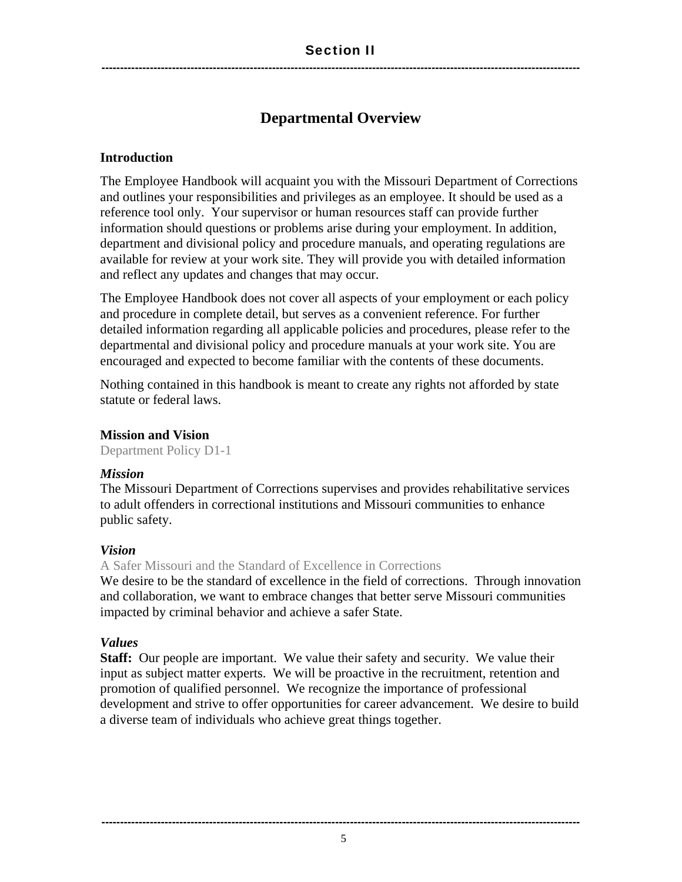# Section II

## Departmental Overview

### Introduction

The Employee Handbook will acquaint you with the Missouri Department of Corrections and outlines your responsibilities and privileges as an employee. It should be used as a reference tool only. Your supervisor or human resources staff can provide further information should questions or problems arise during your employment. In addition, department and divisional policy and procedure manuals, and operating regulations are available for review at your work site. They will provide you with detailed information and reflect any updates and changes that may occur.

The Employee Handbook does not cover all aspects of your employment or each policy and procedure in complete detail, but serves as a convenient reference. For further detailed information regarding all applicable policies and procedures, please refer to the departmental and divisional policy and procedure manuals at your work site. You are encouraged and expected to become familiar with the contents of these documents.

Nothing contained in this handbook is meant to create any rights not afforded by state statute or federal laws.

### Mission and Vision

Department Policy D1-1

***Mission***

The Missouri Department of Corrections supervises and provides rehabilitative services to adult offenders in correctional institutions and Missouri communities to enhance public safety.

***Vision***

A Safer Missouri and the Standard of Excellence in Corrections

We desire to be the standard of excellence in the field of corrections. Through innovation and collaboration, we want to embrace changes that better serve Missouri communities impacted by criminal behavior and achieve a safer State.

***Values***

**Staff:** Our people are important. We value their safety and security. We value their input as subject matter experts. We will be proactive in the recruitment, retention and promotion of qualified personnel. We recognize the importance of professional development and strive to offer opportunities for career advancement. We desire to build a diverse team of individuals who achieve great things together.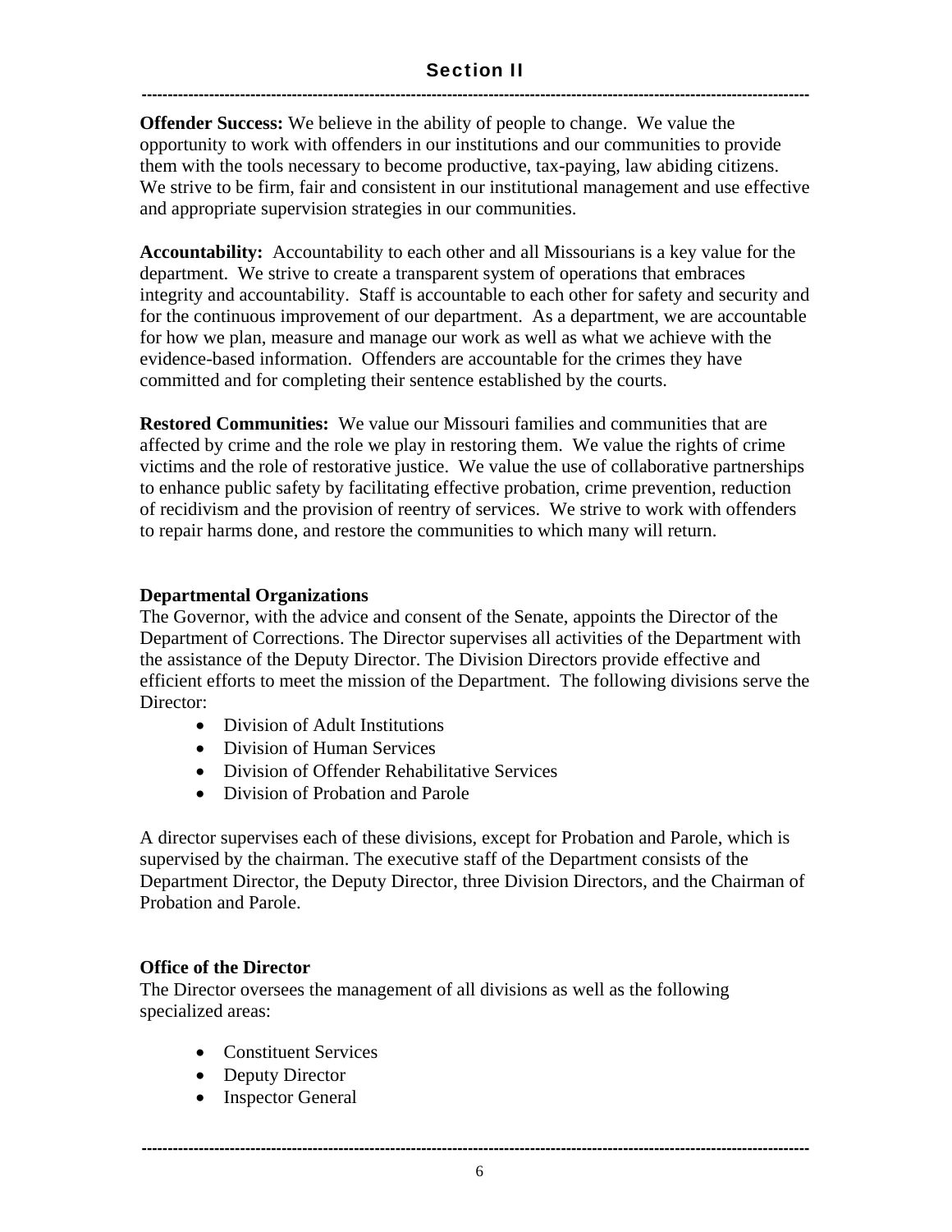**Offender Success:** We believe in the ability of people to change. We value the opportunity to work with offenders in our institutions and our communities to provide them with the tools necessary to become productive, tax-paying, law abiding citizens. We strive to be firm, fair and consistent in our institutional management and use effective and appropriate supervision strategies in our communities.

**Accountability:** Accountability to each other and all Missourians is a key value for the department. We strive to create a transparent system of operations that embraces integrity and accountability. Staff is accountable to each other for safety and security and for the continuous improvement of our department. As a department, we are accountable for how we plan, measure and manage our work as well as what we achieve with the evidence-based information. Offenders are accountable for the crimes they have committed and for completing their sentence established by the courts.

**Restored Communities:** We value our Missouri families and communities that are affected by crime and the role we play in restoring them. We value the rights of crime victims and the role of restorative justice. We value the use of collaborative partnerships to enhance public safety by facilitating effective probation, crime prevention, reduction of recidivism and the provision of reentry of services. We strive to work with offenders to repair harms done, and restore the communities to which many will return.

### Departmental Organizations

The Governor, with the advice and consent of the Senate, appoints the Director of the Department of Corrections. The Director supervises all activities of the Department with the assistance of the Deputy Director. The Division Directors provide effective and efficient efforts to meet the mission of the Department. The following divisions serve the Director:

- Division of Adult Institutions
- Division of Human Services
- Division of Offender Rehabilitative Services
- Division of Probation and Parole

A director supervises each of these divisions, except for Probation and Parole, which is supervised by the chairman. The executive staff of the Department consists of the Department Director, the Deputy Director, three Division Directors, and the Chairman of Probation and Parole.

### Office of the Director

The Director oversees the management of all divisions as well as the following specialized areas:

- Constituent Services
- Deputy Director
- Inspector General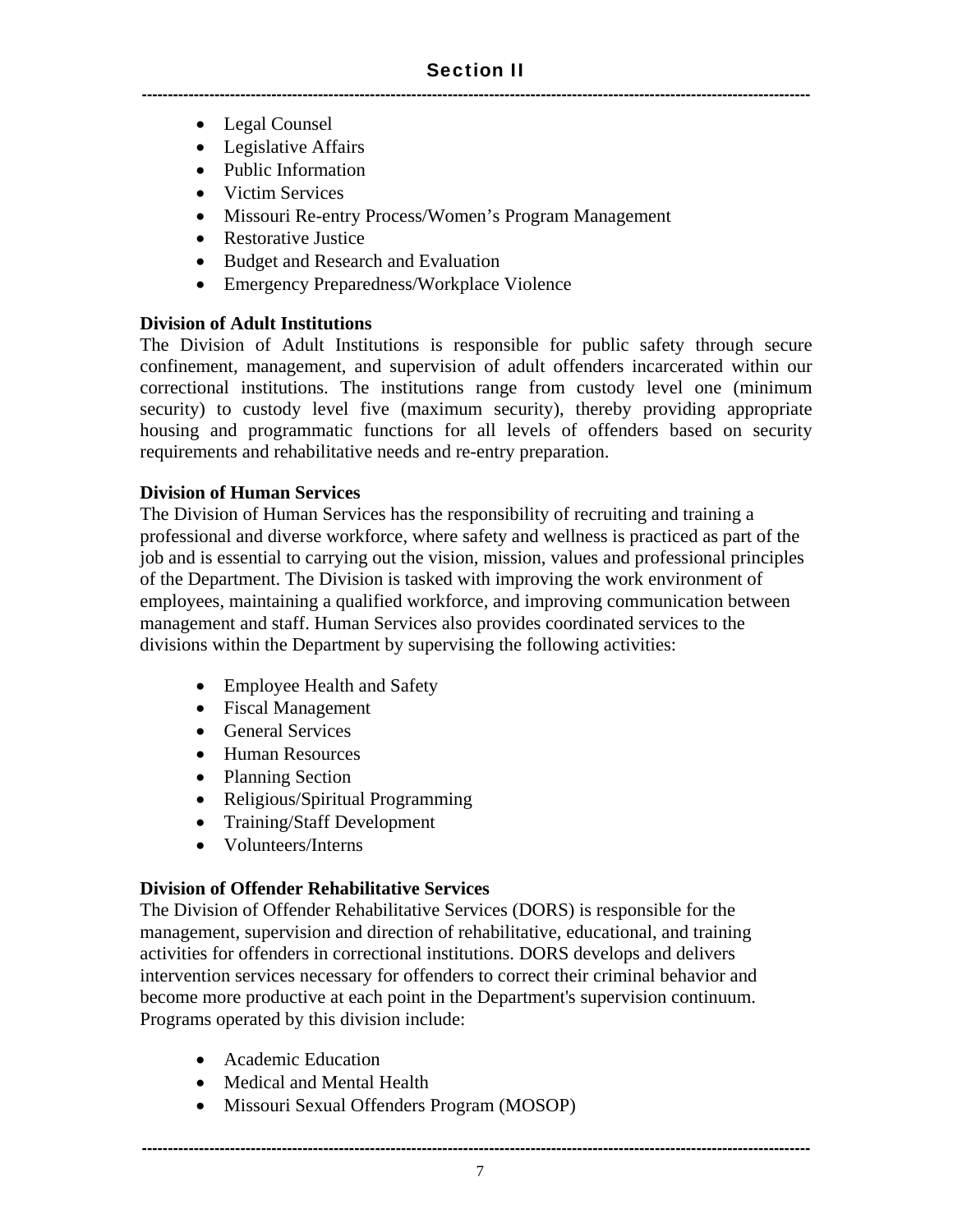- Legal Counsel
- Legislative Affairs
- Public Information
- Victim Services
- Missouri Re-entry Process/Women's Program Management
- Restorative Justice
- Budget and Research and Evaluation
- Emergency Preparedness/Workplace Violence

**Division of Adult Institutions**

The Division of Adult Institutions is responsible for public safety through secure confinement, management, and supervision of adult offenders incarcerated within our correctional institutions. The institutions range from custody level one (minimum security) to custody level five (maximum security), thereby providing appropriate housing and programmatic functions for all levels of offenders based on security requirements and rehabilitative needs and re-entry preparation.

**Division of Human Services**

The Division of Human Services has the responsibility of recruiting and training a professional and diverse workforce, where safety and wellness is practiced as part of the job and is essential to carrying out the vision, mission, values and professional principles of the Department. The Division is tasked with improving the work environment of employees, maintaining a qualified workforce, and improving communication between management and staff. Human Services also provides coordinated services to the divisions within the Department by supervising the following activities:

- Employee Health and Safety
- Fiscal Management
- General Services
- Human Resources
- Planning Section
- Religious/Spiritual Programming
- Training/Staff Development
- Volunteers/Interns

**Division of Offender Rehabilitative Services**

The Division of Offender Rehabilitative Services (DORS) is responsible for the management, supervision and direction of rehabilitative, educational, and training activities for offenders in correctional institutions. DORS develops and delivers intervention services necessary for offenders to correct their criminal behavior and become more productive at each point in the Department's supervision continuum. Programs operated by this division include:

- Academic Education
- Medical and Mental Health
- Missouri Sexual Offenders Program (MOSOP)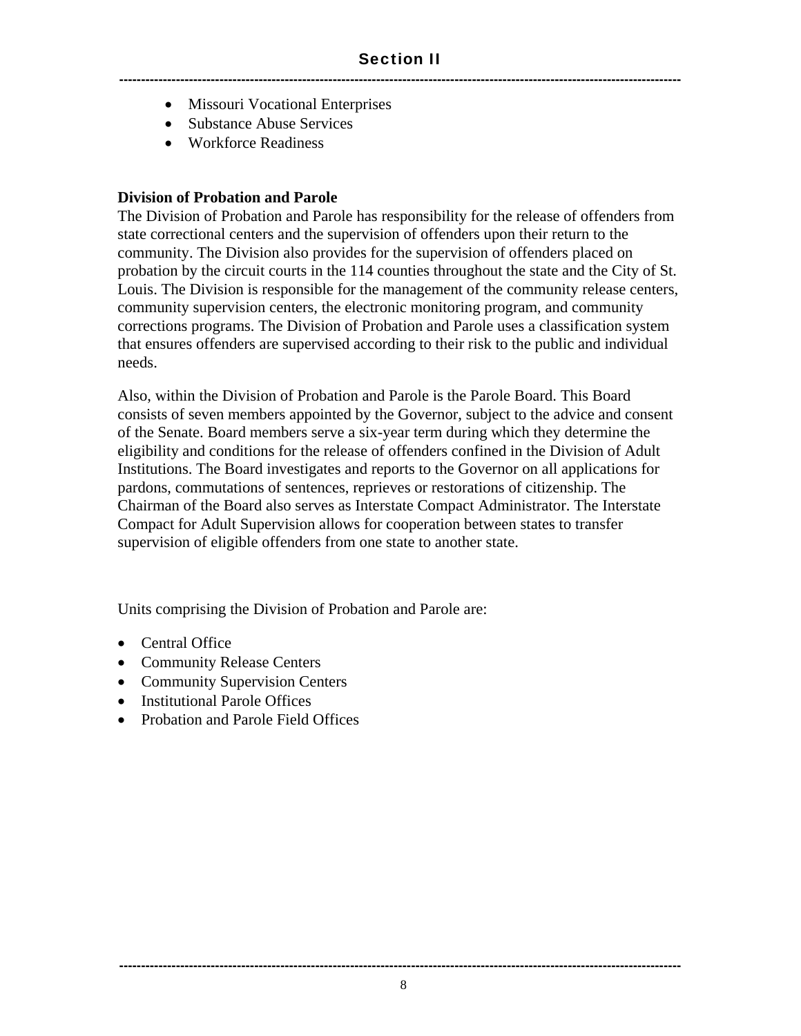- Missouri Vocational Enterprises
- Substance Abuse Services
- Workforce Readiness

**Division of Probation and Parole**

The Division of Probation and Parole has responsibility for the release of offenders from state correctional centers and the supervision of offenders upon their return to the community. The Division also provides for the supervision of offenders placed on probation by the circuit courts in the 114 counties throughout the state and the City of St. Louis. The Division is responsible for the management of the community release centers, community supervision centers, the electronic monitoring program, and community corrections programs. The Division of Probation and Parole uses a classification system that ensures offenders are supervised according to their risk to the public and individual needs.

Also, within the Division of Probation and Parole is the Parole Board. This Board consists of seven members appointed by the Governor, subject to the advice and consent of the Senate. Board members serve a six-year term during which they determine the eligibility and conditions for the release of offenders confined in the Division of Adult Institutions. The Board investigates and reports to the Governor on all applications for pardons, commutations of sentences, reprieves or restorations of citizenship. The Chairman of the Board also serves as Interstate Compact Administrator. The Interstate Compact for Adult Supervision allows for cooperation between states to transfer supervision of eligible offenders from one state to another state.

Units comprising the Division of Probation and Parole are:

- Central Office
- Community Release Centers
- Community Supervision Centers
- Institutional Parole Offices
- Probation and Parole Field Offices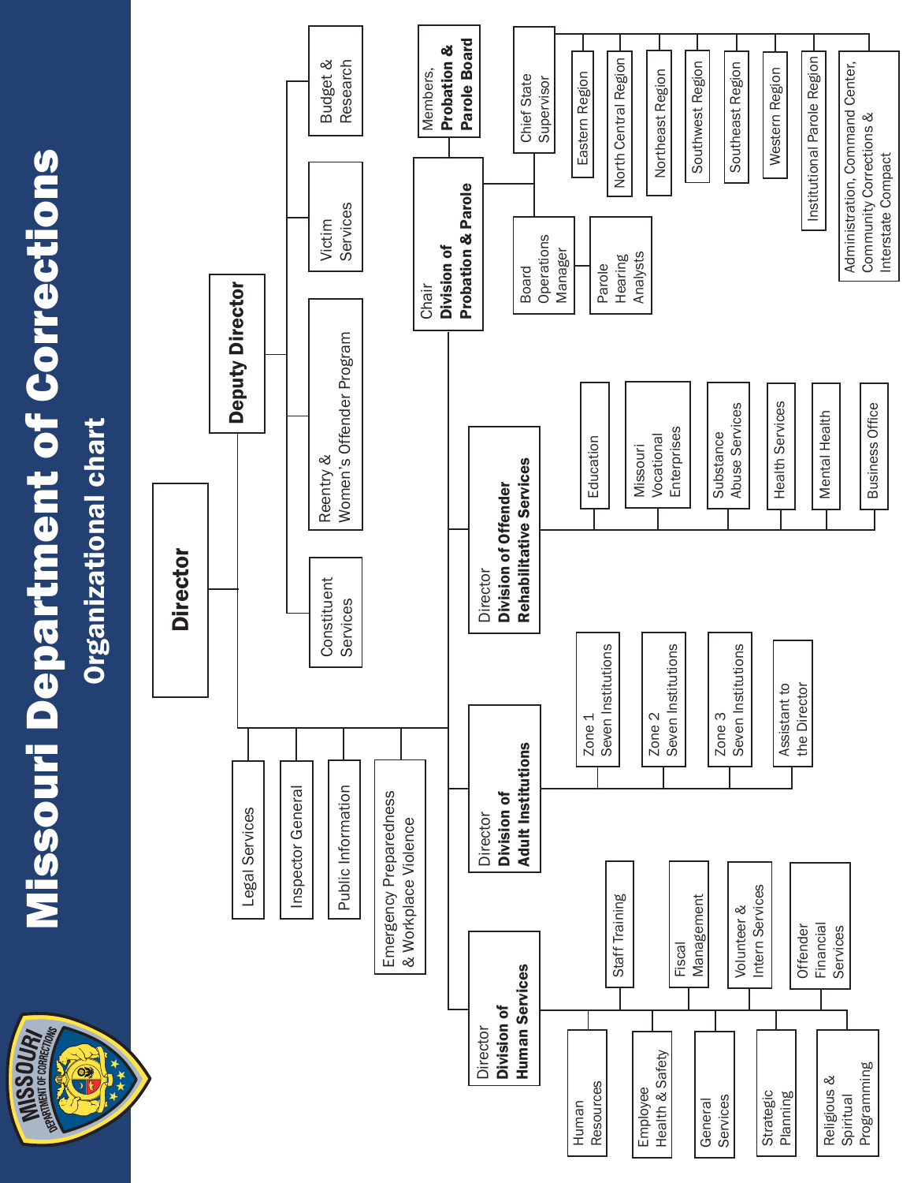# Missouri Department of Corrections

## Organizational chart

- **Director**
  - Legal Services
  - Inspector General
  - Public Information
  - Emergency Preparedness & Workplace Violence
  - **Deputy Director**
    - Constituent Services
    - Reentry & Women's Offender Program
    - Victim Services
    - Budget & Research
  - Director **Division of Human Services**
    - Human Resources
    - Staff Training
    - Employee Health & Safety
    - Fiscal Management
    - General Services
    - Volunteer & Intern Services
    - Strategic Planning
    - Offender Financial Services
    - Religious & Spiritual Programming
  - Director **Division of Adult Institutions**
    - Zone 1 Seven Institutions
    - Zone 2 Seven Institutions
    - Zone 3 Seven Institutions
    - Assistant to the Director
  - Director **Division of Offender Rehabilitative Services**
    - Education
    - Missouri Vocational Enterprises
    - Substance Abuse Services
    - Health Services
    - Mental Health
    - Business Office
  - Chair **Division of Probation & Parole**
    - Members, **Probation & Parole Board**
    - Board Operations Manager
      - Parole Hearing Analysts
    - Chief State Supervisor
      - Eastern Region
      - North Central Region
      - Northeast Region
      - Southwest Region
      - Southeast Region
      - Western Region
      - Institutional Parole Region
      - Administration, Command Center, Community Corrections & Interstate Compact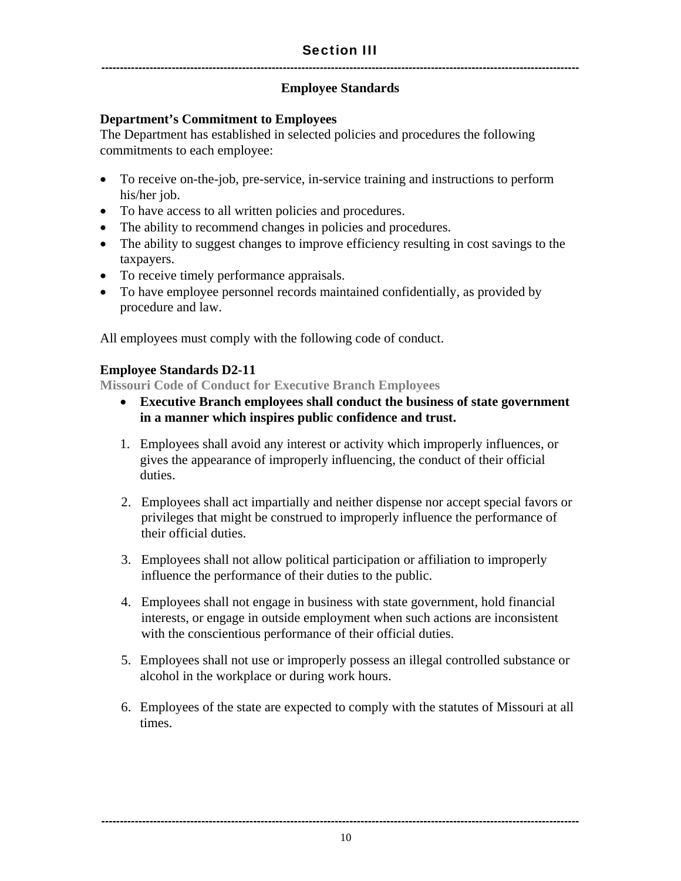# Section III

## Employee Standards

**Department's Commitment to Employees**
The Department has established in selected policies and procedures the following commitments to each employee:

- To receive on-the-job, pre-service, in-service training and instructions to perform his/her job.
- To have access to all written policies and procedures.
- The ability to recommend changes in policies and procedures.
- The ability to suggest changes to improve efficiency resulting in cost savings to the taxpayers.
- To receive timely performance appraisals.
- To have employee personnel records maintained confidentially, as provided by procedure and law.

All employees must comply with the following code of conduct.

**Employee Standards D2-11**
**Missouri Code of Conduct for Executive Branch Employees**

- **Executive Branch employees shall conduct the business of state government in a manner which inspires public confidence and trust.**

1. Employees shall avoid any interest or activity which improperly influences, or gives the appearance of improperly influencing, the conduct of their official duties.
2. Employees shall act impartially and neither dispense nor accept special favors or privileges that might be construed to improperly influence the performance of their official duties.
3. Employees shall not allow political participation or affiliation to improperly influence the performance of their duties to the public.
4. Employees shall not engage in business with state government, hold financial interests, or engage in outside employment when such actions are inconsistent with the conscientious performance of their official duties.
5. Employees shall not use or improperly possess an illegal controlled substance or alcohol in the workplace or during work hours.
6. Employees of the state are expected to comply with the statutes of Missouri at all times.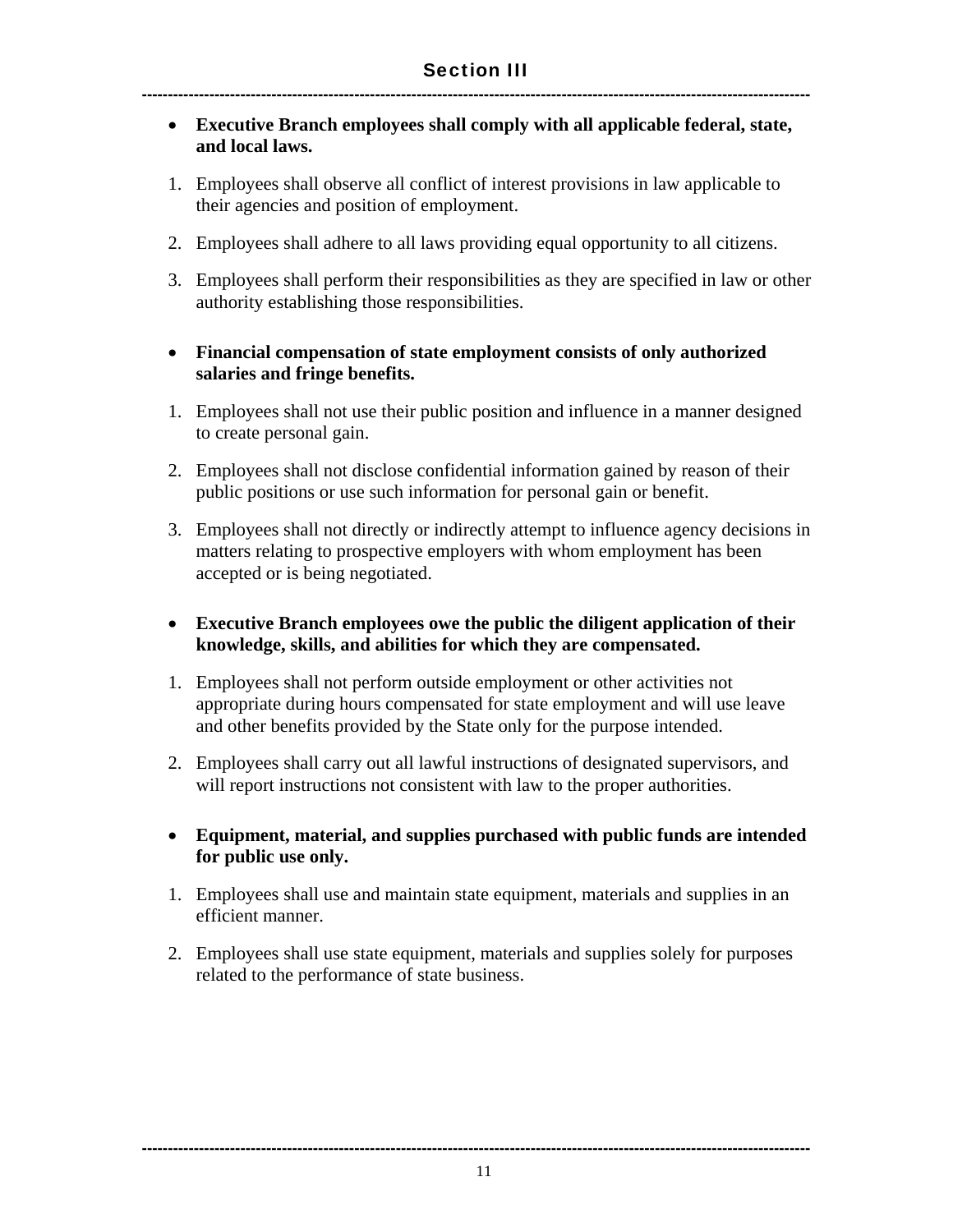## Section III

- **Executive Branch employees shall comply with all applicable federal, state, and local laws.**

1. Employees shall observe all conflict of interest provisions in law applicable to their agencies and position of employment.
2. Employees shall adhere to all laws providing equal opportunity to all citizens.
3. Employees shall perform their responsibilities as they are specified in law or other authority establishing those responsibilities.

- **Financial compensation of state employment consists of only authorized salaries and fringe benefits.**

1. Employees shall not use their public position and influence in a manner designed to create personal gain.
2. Employees shall not disclose confidential information gained by reason of their public positions or use such information for personal gain or benefit.
3. Employees shall not directly or indirectly attempt to influence agency decisions in matters relating to prospective employers with whom employment has been accepted or is being negotiated.

- **Executive Branch employees owe the public the diligent application of their knowledge, skills, and abilities for which they are compensated.**

1. Employees shall not perform outside employment or other activities not appropriate during hours compensated for state employment and will use leave and other benefits provided by the State only for the purpose intended.
2. Employees shall carry out all lawful instructions of designated supervisors, and will report instructions not consistent with law to the proper authorities.

- **Equipment, material, and supplies purchased with public funds are intended for public use only.**

1. Employees shall use and maintain state equipment, materials and supplies in an efficient manner.
2. Employees shall use state equipment, materials and supplies solely for purposes related to the performance of state business.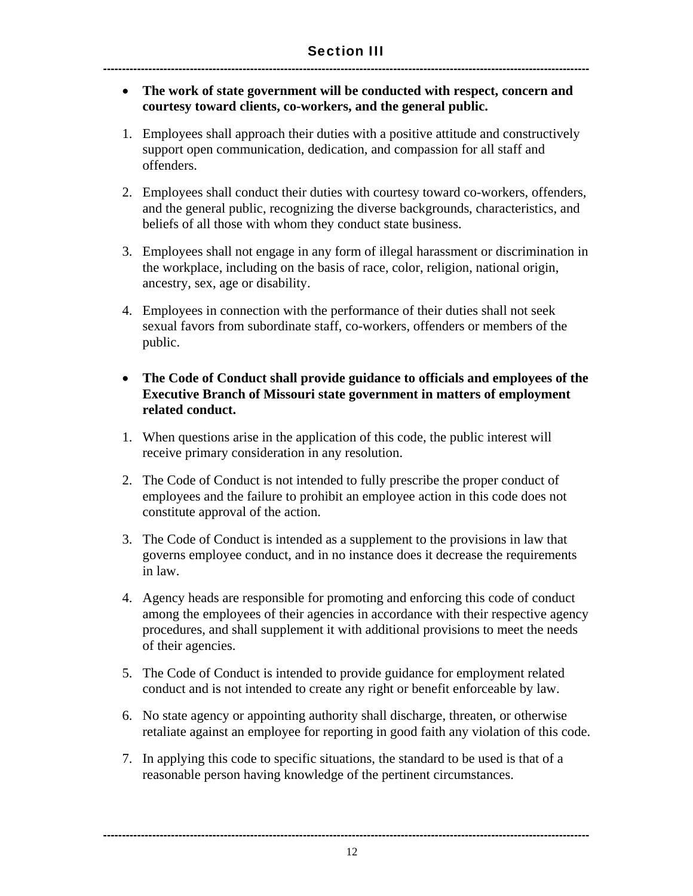## Section III

- **The work of state government will be conducted with respect, concern and courtesy toward clients, co-workers, and the general public.**

1. Employees shall approach their duties with a positive attitude and constructively support open communication, dedication, and compassion for all staff and offenders.
2. Employees shall conduct their duties with courtesy toward co-workers, offenders, and the general public, recognizing the diverse backgrounds, characteristics, and beliefs of all those with whom they conduct state business.
3. Employees shall not engage in any form of illegal harassment or discrimination in the workplace, including on the basis of race, color, religion, national origin, ancestry, sex, age or disability.
4. Employees in connection with the performance of their duties shall not seek sexual favors from subordinate staff, co-workers, offenders or members of the public.

- **The Code of Conduct shall provide guidance to officials and employees of the Executive Branch of Missouri state government in matters of employment related conduct.**

1. When questions arise in the application of this code, the public interest will receive primary consideration in any resolution.
2. The Code of Conduct is not intended to fully prescribe the proper conduct of employees and the failure to prohibit an employee action in this code does not constitute approval of the action.
3. The Code of Conduct is intended as a supplement to the provisions in law that governs employee conduct, and in no instance does it decrease the requirements in law.
4. Agency heads are responsible for promoting and enforcing this code of conduct among the employees of their agencies in accordance with their respective agency procedures, and shall supplement it with additional provisions to meet the needs of their agencies.
5. The Code of Conduct is intended to provide guidance for employment related conduct and is not intended to create any right or benefit enforceable by law.
6. No state agency or appointing authority shall discharge, threaten, or otherwise retaliate against an employee for reporting in good faith any violation of this code.
7. In applying this code to specific situations, the standard to be used is that of a reasonable person having knowledge of the pertinent circumstances.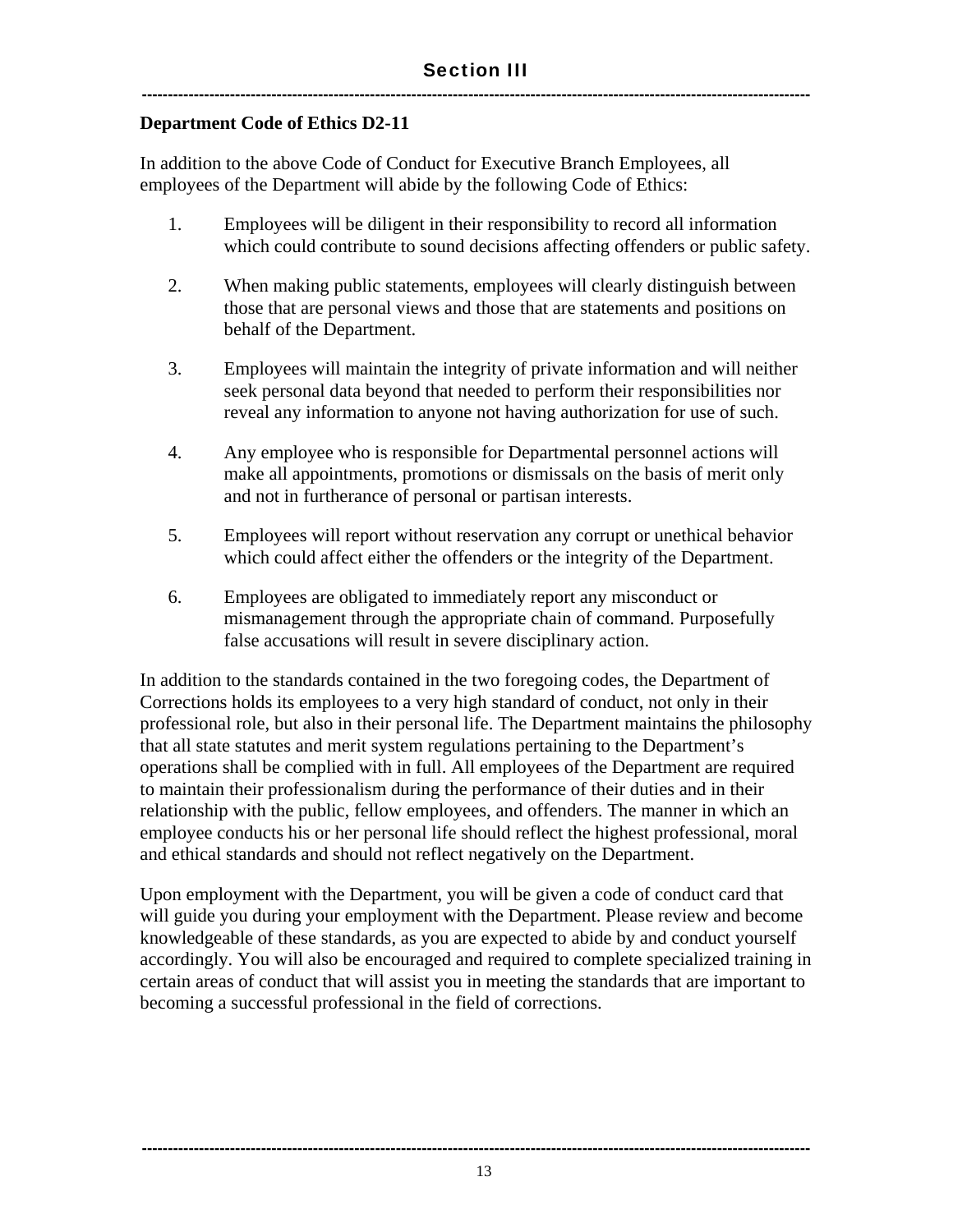## Section III

**Department Code of Ethics D2-11**

In addition to the above Code of Conduct for Executive Branch Employees, all employees of the Department will abide by the following Code of Ethics:

1. Employees will be diligent in their responsibility to record all information which could contribute to sound decisions affecting offenders or public safety.

2. When making public statements, employees will clearly distinguish between those that are personal views and those that are statements and positions on behalf of the Department.

3. Employees will maintain the integrity of private information and will neither seek personal data beyond that needed to perform their responsibilities nor reveal any information to anyone not having authorization for use of such.

4. Any employee who is responsible for Departmental personnel actions will make all appointments, promotions or dismissals on the basis of merit only and not in furtherance of personal or partisan interests.

5. Employees will report without reservation any corrupt or unethical behavior which could affect either the offenders or the integrity of the Department.

6. Employees are obligated to immediately report any misconduct or mismanagement through the appropriate chain of command. Purposefully false accusations will result in severe disciplinary action.

In addition to the standards contained in the two foregoing codes, the Department of Corrections holds its employees to a very high standard of conduct, not only in their professional role, but also in their personal life. The Department maintains the philosophy that all state statutes and merit system regulations pertaining to the Department's operations shall be complied with in full. All employees of the Department are required to maintain their professionalism during the performance of their duties and in their relationship with the public, fellow employees, and offenders. The manner in which an employee conducts his or her personal life should reflect the highest professional, moral and ethical standards and should not reflect negatively on the Department.

Upon employment with the Department, you will be given a code of conduct card that will guide you during your employment with the Department. Please review and become knowledgeable of these standards, as you are expected to abide by and conduct yourself accordingly. You will also be encouraged and required to complete specialized training in certain areas of conduct that will assist you in meeting the standards that are important to becoming a successful professional in the field of corrections.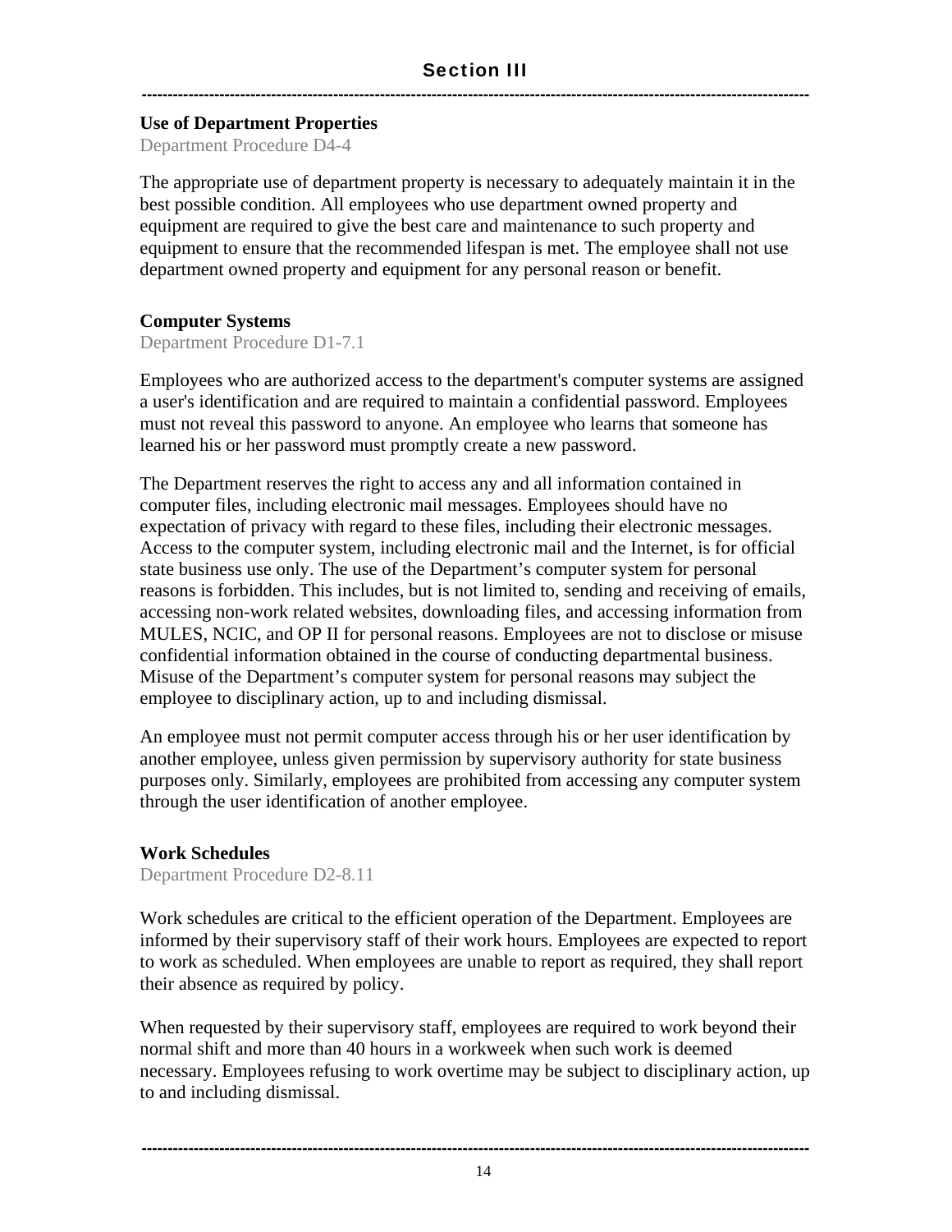## Section III

### Use of Department Properties

Department Procedure D4-4

The appropriate use of department property is necessary to adequately maintain it in the best possible condition. All employees who use department owned property and equipment are required to give the best care and maintenance to such property and equipment to ensure that the recommended lifespan is met. The employee shall not use department owned property and equipment for any personal reason or benefit.

### Computer Systems

Department Procedure D1-7.1

Employees who are authorized access to the department's computer systems are assigned a user's identification and are required to maintain a confidential password. Employees must not reveal this password to anyone. An employee who learns that someone has learned his or her password must promptly create a new password.

The Department reserves the right to access any and all information contained in computer files, including electronic mail messages. Employees should have no expectation of privacy with regard to these files, including their electronic messages. Access to the computer system, including electronic mail and the Internet, is for official state business use only. The use of the Department’s computer system for personal reasons is forbidden. This includes, but is not limited to, sending and receiving of emails, accessing non-work related websites, downloading files, and accessing information from MULES, NCIC, and OP II for personal reasons. Employees are not to disclose or misuse confidential information obtained in the course of conducting departmental business. Misuse of the Department’s computer system for personal reasons may subject the employee to disciplinary action, up to and including dismissal.

An employee must not permit computer access through his or her user identification by another employee, unless given permission by supervisory authority for state business purposes only. Similarly, employees are prohibited from accessing any computer system through the user identification of another employee.

### Work Schedules

Department Procedure D2-8.11

Work schedules are critical to the efficient operation of the Department. Employees are informed by their supervisory staff of their work hours. Employees are expected to report to work as scheduled. When employees are unable to report as required, they shall report their absence as required by policy.

When requested by their supervisory staff, employees are required to work beyond their normal shift and more than 40 hours in a workweek when such work is deemed necessary. Employees refusing to work overtime may be subject to disciplinary action, up to and including dismissal.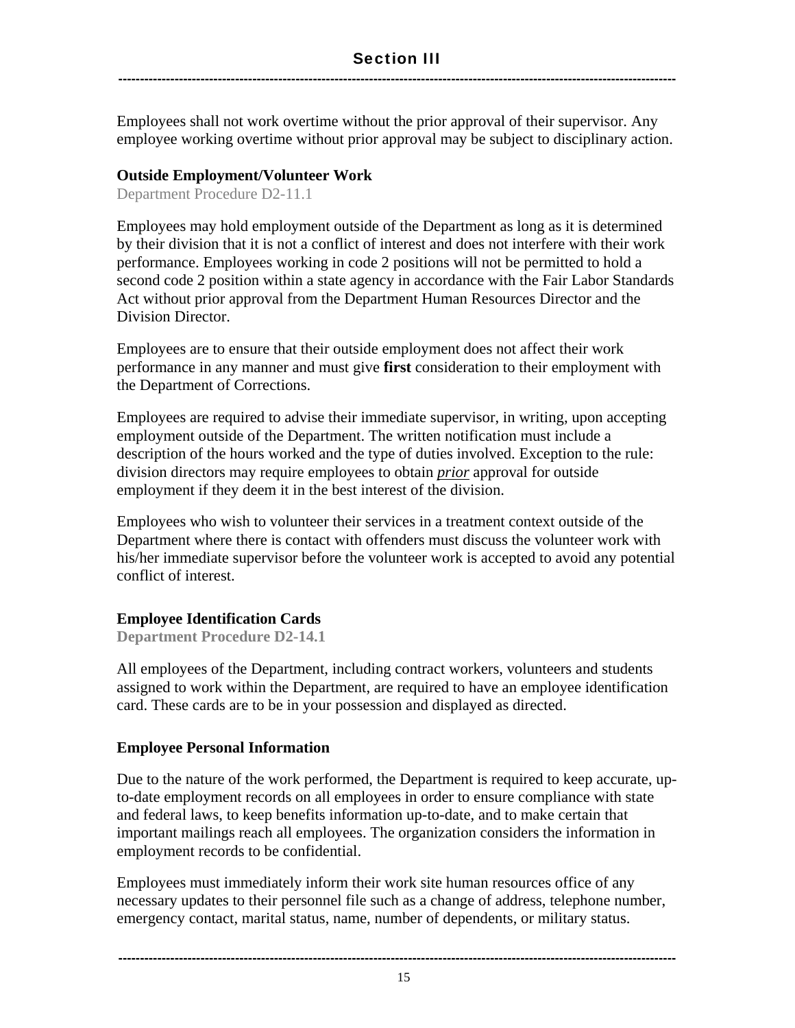Employees shall not work overtime without the prior approval of their supervisor. Any employee working overtime without prior approval may be subject to disciplinary action.

### Outside Employment/Volunteer Work

Department Procedure D2-11.1

Employees may hold employment outside of the Department as long as it is determined by their division that it is not a conflict of interest and does not interfere with their work performance. Employees working in code 2 positions will not be permitted to hold a second code 2 position within a state agency in accordance with the Fair Labor Standards Act without prior approval from the Department Human Resources Director and the Division Director.

Employees are to ensure that their outside employment does not affect their work performance in any manner and must give **first** consideration to their employment with the Department of Corrections.

Employees are required to advise their immediate supervisor, in writing, upon accepting employment outside of the Department. The written notification must include a description of the hours worked and the type of duties involved. Exception to the rule: division directors may require employees to obtain <u>*prior*</u> approval for outside employment if they deem it in the best interest of the division.

Employees who wish to volunteer their services in a treatment context outside of the Department where there is contact with offenders must discuss the volunteer work with his/her immediate supervisor before the volunteer work is accepted to avoid any potential conflict of interest.

### Employee Identification Cards

**Department Procedure D2-14.1**

All employees of the Department, including contract workers, volunteers and students assigned to work within the Department, are required to have an employee identification card. These cards are to be in your possession and displayed as directed.

### Employee Personal Information

Due to the nature of the work performed, the Department is required to keep accurate, up-to-date employment records on all employees in order to ensure compliance with state and federal laws, to keep benefits information up-to-date, and to make certain that important mailings reach all employees. The organization considers the information in employment records to be confidential.

Employees must immediately inform their work site human resources office of any necessary updates to their personnel file such as a change of address, telephone number, emergency contact, marital status, name, number of dependents, or military status.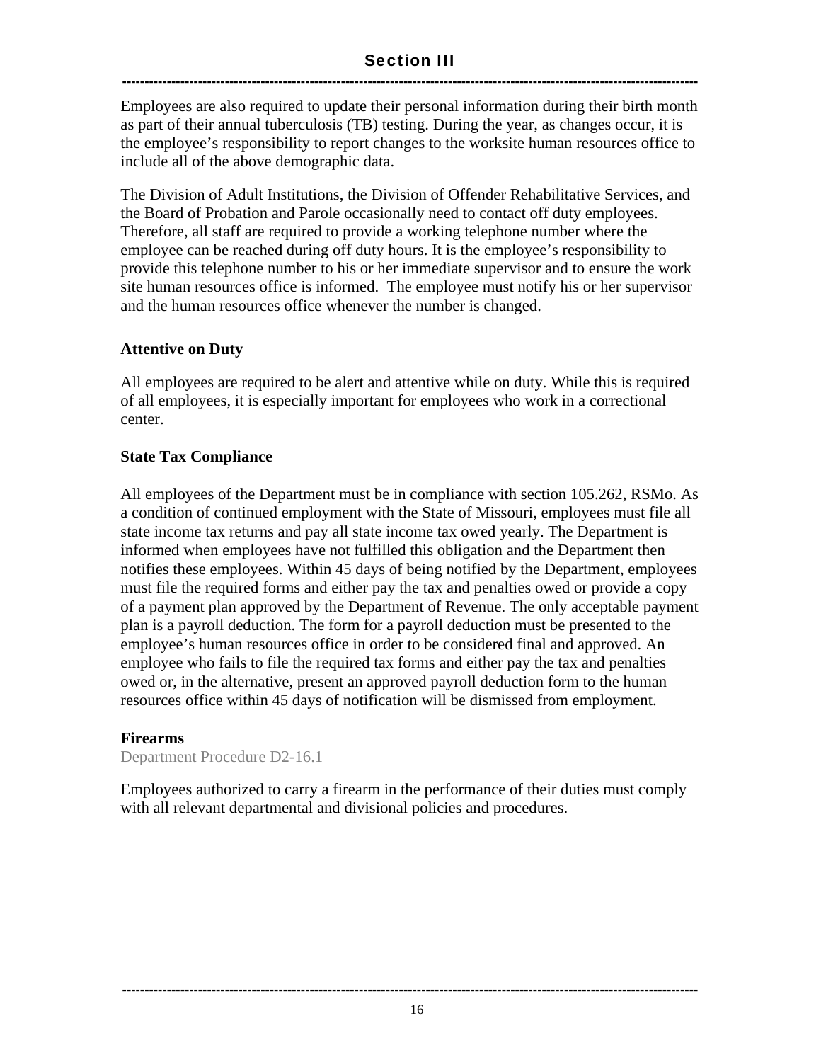Employees are also required to update their personal information during their birth month as part of their annual tuberculosis (TB) testing. During the year, as changes occur, it is the employee's responsibility to report changes to the worksite human resources office to include all of the above demographic data.

The Division of Adult Institutions, the Division of Offender Rehabilitative Services, and the Board of Probation and Parole occasionally need to contact off duty employees. Therefore, all staff are required to provide a working telephone number where the employee can be reached during off duty hours. It is the employee's responsibility to provide this telephone number to his or her immediate supervisor and to ensure the work site human resources office is informed. The employee must notify his or her supervisor and the human resources office whenever the number is changed.

**Attentive on Duty**

All employees are required to be alert and attentive while on duty. While this is required of all employees, it is especially important for employees who work in a correctional center.

**State Tax Compliance**

All employees of the Department must be in compliance with section 105.262, RSMo. As a condition of continued employment with the State of Missouri, employees must file all state income tax returns and pay all state income tax owed yearly. The Department is informed when employees have not fulfilled this obligation and the Department then notifies these employees. Within 45 days of being notified by the Department, employees must file the required forms and either pay the tax and penalties owed or provide a copy of a payment plan approved by the Department of Revenue. The only acceptable payment plan is a payroll deduction. The form for a payroll deduction must be presented to the employee's human resources office in order to be considered final and approved. An employee who fails to file the required tax forms and either pay the tax and penalties owed or, in the alternative, present an approved payroll deduction form to the human resources office within 45 days of notification will be dismissed from employment.

**Firearms**

Department Procedure D2-16.1

Employees authorized to carry a firearm in the performance of their duties must comply with all relevant departmental and divisional policies and procedures.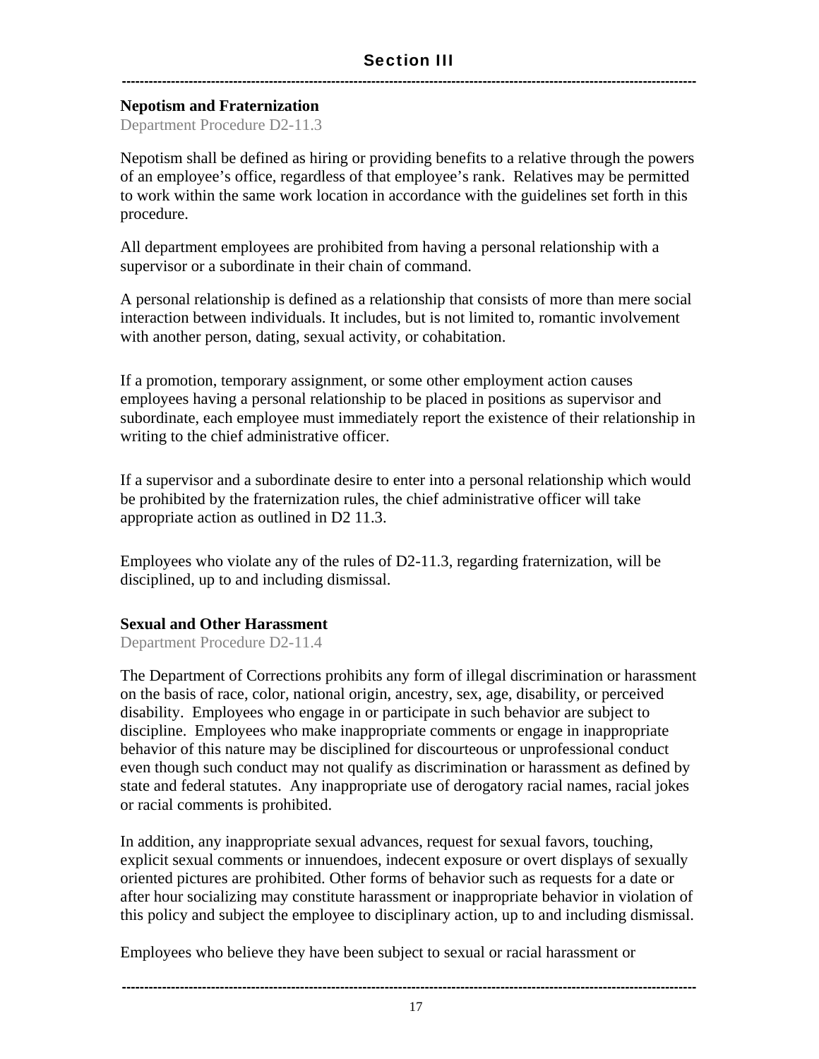## Section III

**Nepotism and Fraternization**

Department Procedure D2-11.3

Nepotism shall be defined as hiring or providing benefits to a relative through the powers of an employee's office, regardless of that employee's rank. Relatives may be permitted to work within the same work location in accordance with the guidelines set forth in this procedure.

All department employees are prohibited from having a personal relationship with a supervisor or a subordinate in their chain of command.

A personal relationship is defined as a relationship that consists of more than mere social interaction between individuals. It includes, but is not limited to, romantic involvement with another person, dating, sexual activity, or cohabitation.

If a promotion, temporary assignment, or some other employment action causes employees having a personal relationship to be placed in positions as supervisor and subordinate, each employee must immediately report the existence of their relationship in writing to the chief administrative officer.

If a supervisor and a subordinate desire to enter into a personal relationship which would be prohibited by the fraternization rules, the chief administrative officer will take appropriate action as outlined in D2 11.3.

Employees who violate any of the rules of D2-11.3, regarding fraternization, will be disciplined, up to and including dismissal.

**Sexual and Other Harassment**

Department Procedure D2-11.4

The Department of Corrections prohibits any form of illegal discrimination or harassment on the basis of race, color, national origin, ancestry, sex, age, disability, or perceived disability. Employees who engage in or participate in such behavior are subject to discipline. Employees who make inappropriate comments or engage in inappropriate behavior of this nature may be disciplined for discourteous or unprofessional conduct even though such conduct may not qualify as discrimination or harassment as defined by state and federal statutes. Any inappropriate use of derogatory racial names, racial jokes or racial comments is prohibited.

In addition, any inappropriate sexual advances, request for sexual favors, touching, explicit sexual comments or innuendoes, indecent exposure or overt displays of sexually oriented pictures are prohibited. Other forms of behavior such as requests for a date or after hour socializing may constitute harassment or inappropriate behavior in violation of this policy and subject the employee to disciplinary action, up to and including dismissal.

Employees who believe they have been subject to sexual or racial harassment or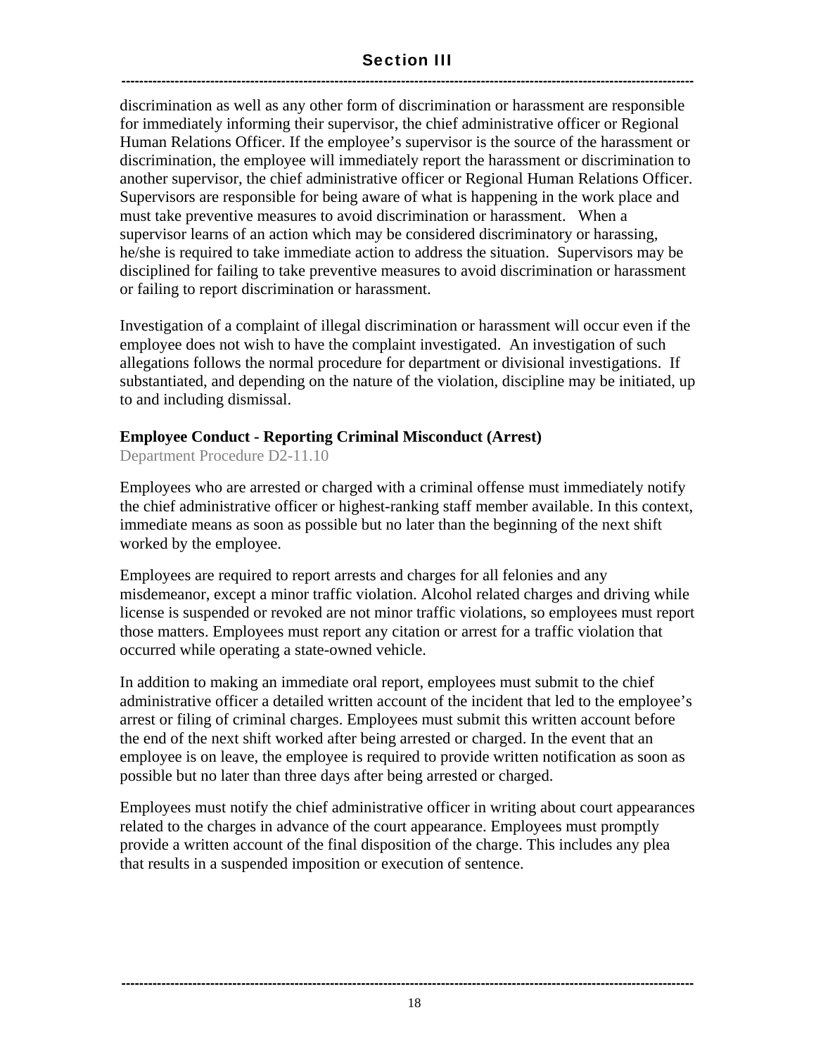discrimination as well as any other form of discrimination or harassment are responsible for immediately informing their supervisor, the chief administrative officer or Regional Human Relations Officer. If the employee's supervisor is the source of the harassment or discrimination, the employee will immediately report the harassment or discrimination to another supervisor, the chief administrative officer or Regional Human Relations Officer. Supervisors are responsible for being aware of what is happening in the work place and must take preventive measures to avoid discrimination or harassment. When a supervisor learns of an action which may be considered discriminatory or harassing, he/she is required to take immediate action to address the situation. Supervisors may be disciplined for failing to take preventive measures to avoid discrimination or harassment or failing to report discrimination or harassment.

Investigation of a complaint of illegal discrimination or harassment will occur even if the employee does not wish to have the complaint investigated. An investigation of such allegations follows the normal procedure for department or divisional investigations. If substantiated, and depending on the nature of the violation, discipline may be initiated, up to and including dismissal.

**Employee Conduct - Reporting Criminal Misconduct (Arrest)**

Department Procedure D2-11.10

Employees who are arrested or charged with a criminal offense must immediately notify the chief administrative officer or highest-ranking staff member available. In this context, immediate means as soon as possible but no later than the beginning of the next shift worked by the employee.

Employees are required to report arrests and charges for all felonies and any misdemeanor, except a minor traffic violation. Alcohol related charges and driving while license is suspended or revoked are not minor traffic violations, so employees must report those matters. Employees must report any citation or arrest for a traffic violation that occurred while operating a state-owned vehicle.

In addition to making an immediate oral report, employees must submit to the chief administrative officer a detailed written account of the incident that led to the employee's arrest or filing of criminal charges. Employees must submit this written account before the end of the next shift worked after being arrested or charged. In the event that an employee is on leave, the employee is required to provide written notification as soon as possible but no later than three days after being arrested or charged.

Employees must notify the chief administrative officer in writing about court appearances related to the charges in advance of the court appearance. Employees must promptly provide a written account of the final disposition of the charge. This includes any plea that results in a suspended imposition or execution of sentence.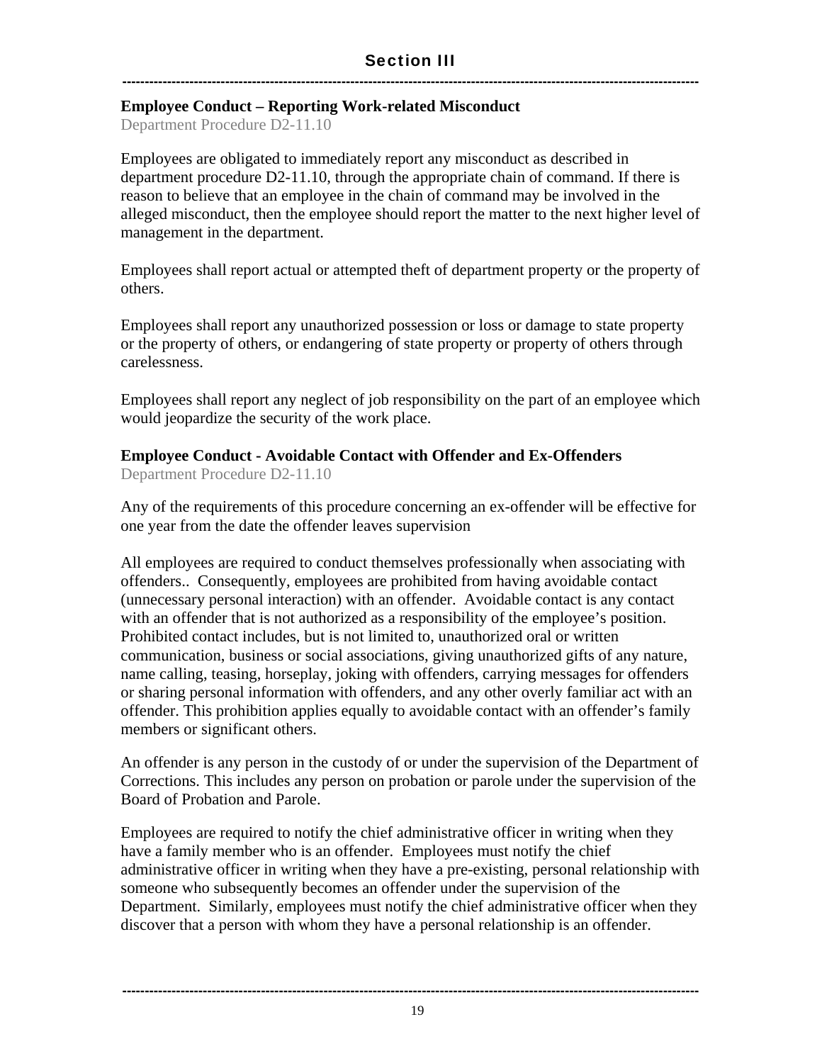## Section III

**Employee Conduct – Reporting Work-related Misconduct**

Department Procedure D2-11.10

Employees are obligated to immediately report any misconduct as described in department procedure D2-11.10, through the appropriate chain of command. If there is reason to believe that an employee in the chain of command may be involved in the alleged misconduct, then the employee should report the matter to the next higher level of management in the department.

Employees shall report actual or attempted theft of department property or the property of others.

Employees shall report any unauthorized possession or loss or damage to state property or the property of others, or endangering of state property or property of others through carelessness.

Employees shall report any neglect of job responsibility on the part of an employee which would jeopardize the security of the work place.

**Employee Conduct - Avoidable Contact with Offender and Ex-Offenders**

Department Procedure D2-11.10

Any of the requirements of this procedure concerning an ex-offender will be effective for one year from the date the offender leaves supervision

All employees are required to conduct themselves professionally when associating with offenders.. Consequently, employees are prohibited from having avoidable contact (unnecessary personal interaction) with an offender. Avoidable contact is any contact with an offender that is not authorized as a responsibility of the employee's position. Prohibited contact includes, but is not limited to, unauthorized oral or written communication, business or social associations, giving unauthorized gifts of any nature, name calling, teasing, horseplay, joking with offenders, carrying messages for offenders or sharing personal information with offenders, and any other overly familiar act with an offender. This prohibition applies equally to avoidable contact with an offender's family members or significant others.

An offender is any person in the custody of or under the supervision of the Department of Corrections. This includes any person on probation or parole under the supervision of the Board of Probation and Parole.

Employees are required to notify the chief administrative officer in writing when they have a family member who is an offender. Employees must notify the chief administrative officer in writing when they have a pre-existing, personal relationship with someone who subsequently becomes an offender under the supervision of the Department. Similarly, employees must notify the chief administrative officer when they discover that a person with whom they have a personal relationship is an offender.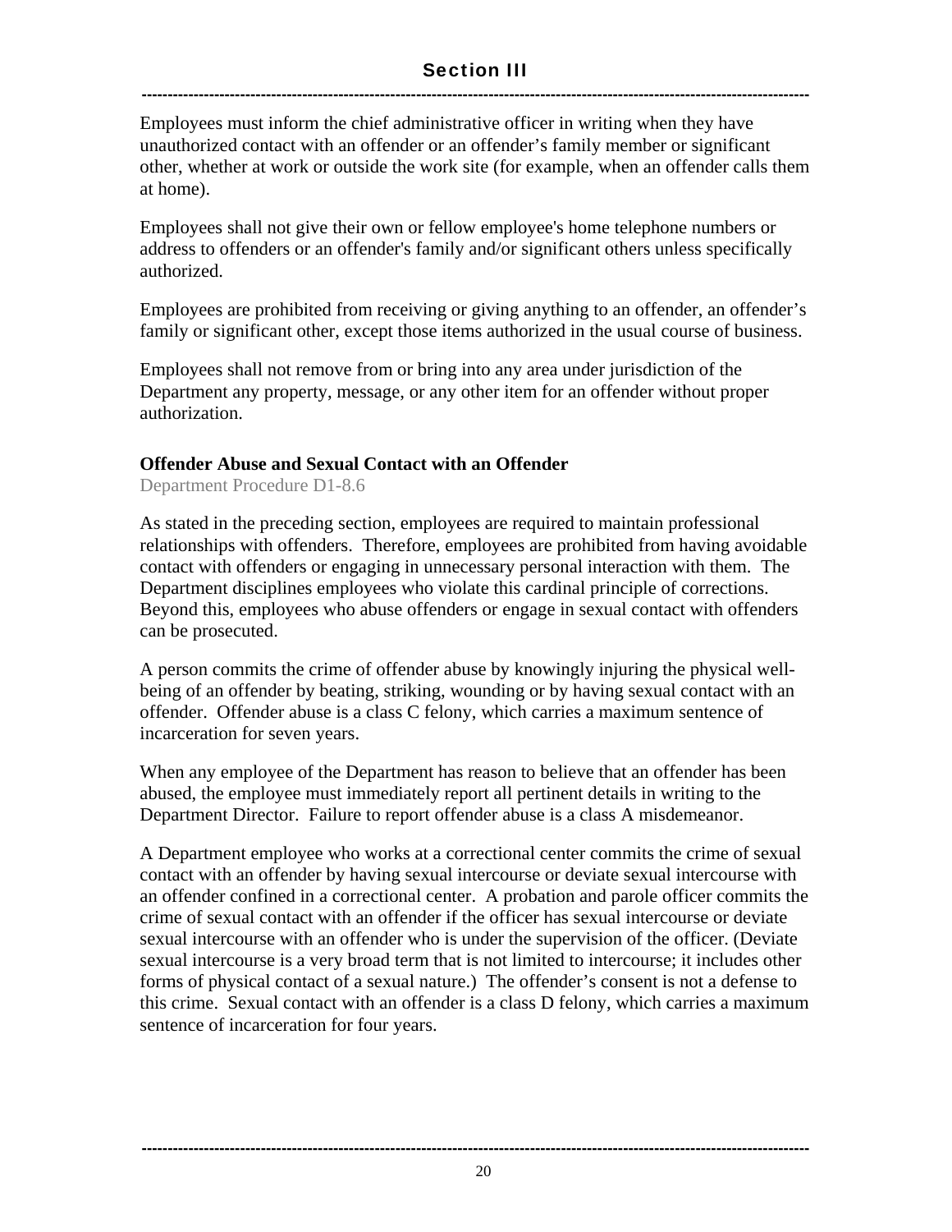Employees must inform the chief administrative officer in writing when they have unauthorized contact with an offender or an offender's family member or significant other, whether at work or outside the work site (for example, when an offender calls them at home).

Employees shall not give their own or fellow employee's home telephone numbers or address to offenders or an offender's family and/or significant others unless specifically authorized.

Employees are prohibited from receiving or giving anything to an offender, an offender's family or significant other, except those items authorized in the usual course of business.

Employees shall not remove from or bring into any area under jurisdiction of the Department any property, message, or any other item for an offender without proper authorization.

**Offender Abuse and Sexual Contact with an Offender**

Department Procedure D1-8.6

As stated in the preceding section, employees are required to maintain professional relationships with offenders. Therefore, employees are prohibited from having avoidable contact with offenders or engaging in unnecessary personal interaction with them. The Department disciplines employees who violate this cardinal principle of corrections. Beyond this, employees who abuse offenders or engage in sexual contact with offenders can be prosecuted.

A person commits the crime of offender abuse by knowingly injuring the physical well-being of an offender by beating, striking, wounding or by having sexual contact with an offender. Offender abuse is a class C felony, which carries a maximum sentence of incarceration for seven years.

When any employee of the Department has reason to believe that an offender has been abused, the employee must immediately report all pertinent details in writing to the Department Director. Failure to report offender abuse is a class A misdemeanor.

A Department employee who works at a correctional center commits the crime of sexual contact with an offender by having sexual intercourse or deviate sexual intercourse with an offender confined in a correctional center. A probation and parole officer commits the crime of sexual contact with an offender if the officer has sexual intercourse or deviate sexual intercourse with an offender who is under the supervision of the officer. (Deviate sexual intercourse is a very broad term that is not limited to intercourse; it includes other forms of physical contact of a sexual nature.) The offender's consent is not a defense to this crime. Sexual contact with an offender is a class D felony, which carries a maximum sentence of incarceration for four years.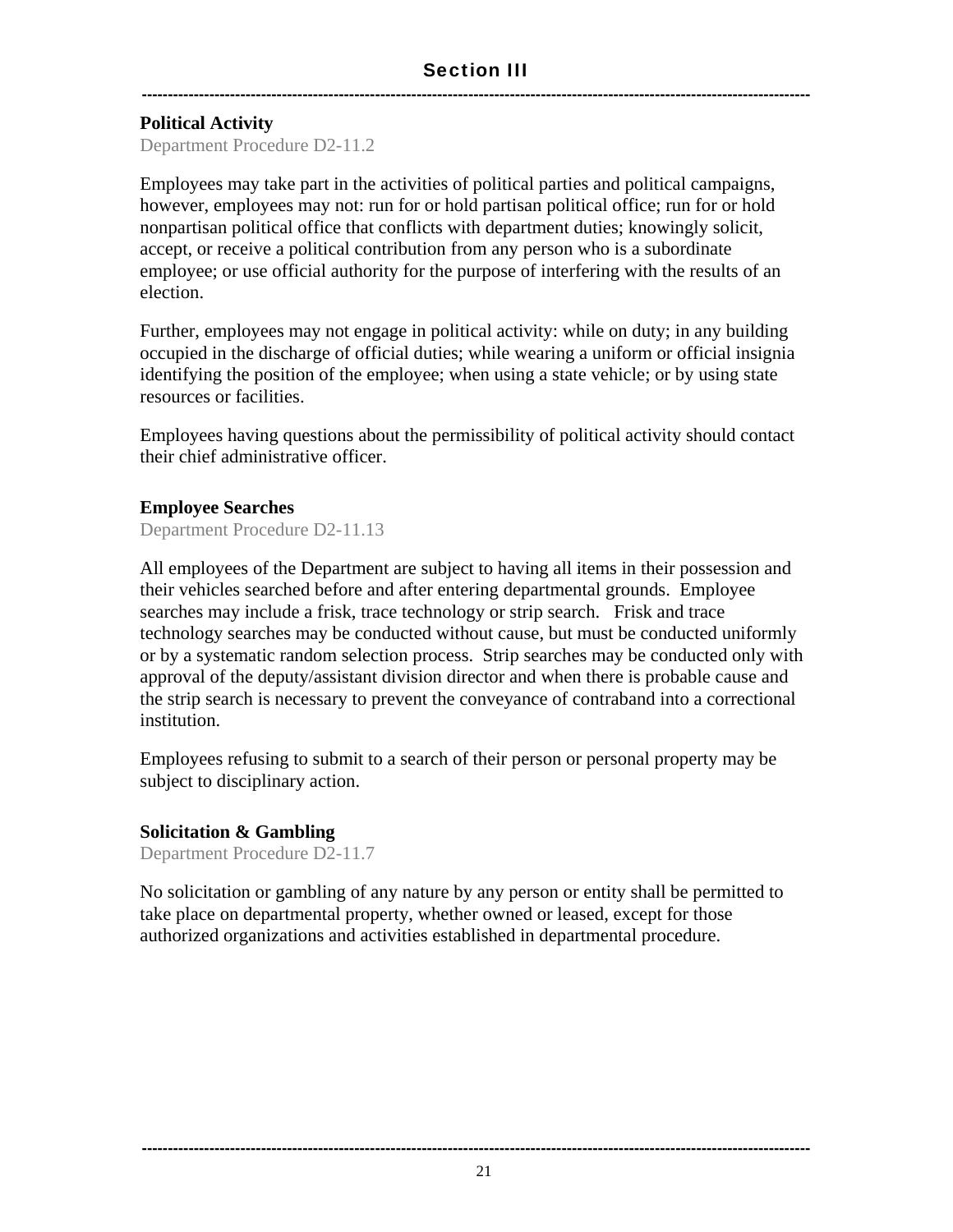## Section III

### Political Activity

Department Procedure D2-11.2

Employees may take part in the activities of political parties and political campaigns, however, employees may not: run for or hold partisan political office; run for or hold nonpartisan political office that conflicts with department duties; knowingly solicit, accept, or receive a political contribution from any person who is a subordinate employee; or use official authority for the purpose of interfering with the results of an election.

Further, employees may not engage in political activity: while on duty; in any building occupied in the discharge of official duties; while wearing a uniform or official insignia identifying the position of the employee; when using a state vehicle; or by using state resources or facilities.

Employees having questions about the permissibility of political activity should contact their chief administrative officer.

### Employee Searches

Department Procedure D2-11.13

All employees of the Department are subject to having all items in their possession and their vehicles searched before and after entering departmental grounds. Employee searches may include a frisk, trace technology or strip search. Frisk and trace technology searches may be conducted without cause, but must be conducted uniformly or by a systematic random selection process. Strip searches may be conducted only with approval of the deputy/assistant division director and when there is probable cause and the strip search is necessary to prevent the conveyance of contraband into a correctional institution.

Employees refusing to submit to a search of their person or personal property may be subject to disciplinary action.

### Solicitation & Gambling

Department Procedure D2-11.7

No solicitation or gambling of any nature by any person or entity shall be permitted to take place on departmental property, whether owned or leased, except for those authorized organizations and activities established in departmental procedure.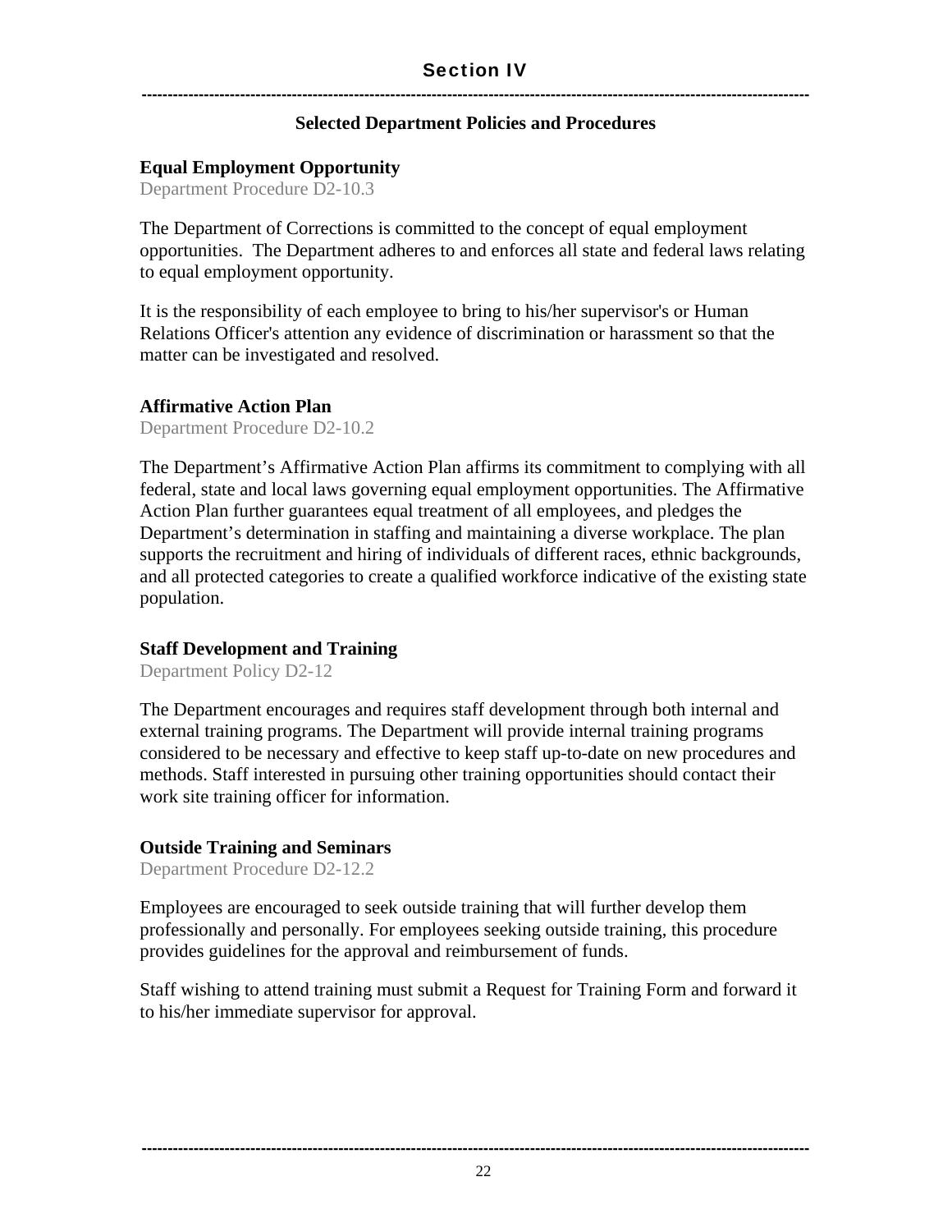# Section IV

## Selected Department Policies and Procedures

### Equal Employment Opportunity

Department Procedure D2-10.3

The Department of Corrections is committed to the concept of equal employment opportunities. The Department adheres to and enforces all state and federal laws relating to equal employment opportunity.

It is the responsibility of each employee to bring to his/her supervisor's or Human Relations Officer's attention any evidence of discrimination or harassment so that the matter can be investigated and resolved.

### Affirmative Action Plan

Department Procedure D2-10.2

The Department's Affirmative Action Plan affirms its commitment to complying with all federal, state and local laws governing equal employment opportunities. The Affirmative Action Plan further guarantees equal treatment of all employees, and pledges the Department's determination in staffing and maintaining a diverse workplace. The plan supports the recruitment and hiring of individuals of different races, ethnic backgrounds, and all protected categories to create a qualified workforce indicative of the existing state population.

### Staff Development and Training

Department Policy D2-12

The Department encourages and requires staff development through both internal and external training programs. The Department will provide internal training programs considered to be necessary and effective to keep staff up-to-date on new procedures and methods. Staff interested in pursuing other training opportunities should contact their work site training officer for information.

### Outside Training and Seminars

Department Procedure D2-12.2

Employees are encouraged to seek outside training that will further develop them professionally and personally. For employees seeking outside training, this procedure provides guidelines for the approval and reimbursement of funds.

Staff wishing to attend training must submit a Request for Training Form and forward it to his/her immediate supervisor for approval.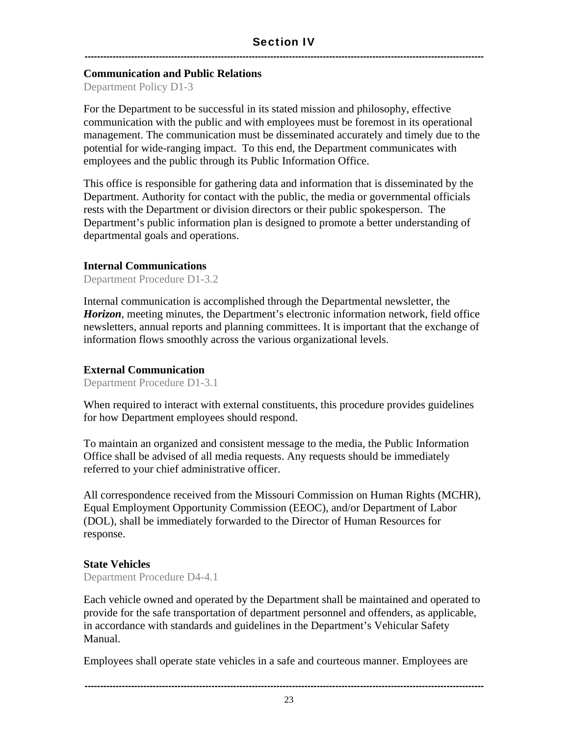## Section IV

### Communication and Public Relations

Department Policy D1-3

For the Department to be successful in its stated mission and philosophy, effective communication with the public and with employees must be foremost in its operational management. The communication must be disseminated accurately and timely due to the potential for wide-ranging impact. To this end, the Department communicates with employees and the public through its Public Information Office.

This office is responsible for gathering data and information that is disseminated by the Department. Authority for contact with the public, the media or governmental officials rests with the Department or division directors or their public spokesperson. The Department's public information plan is designed to promote a better understanding of departmental goals and operations.

### Internal Communications

Department Procedure D1-3.2

Internal communication is accomplished through the Departmental newsletter, the ***Horizon***, meeting minutes, the Department's electronic information network, field office newsletters, annual reports and planning committees. It is important that the exchange of information flows smoothly across the various organizational levels.

### External Communication

Department Procedure D1-3.1

When required to interact with external constituents, this procedure provides guidelines for how Department employees should respond.

To maintain an organized and consistent message to the media, the Public Information Office shall be advised of all media requests. Any requests should be immediately referred to your chief administrative officer.

All correspondence received from the Missouri Commission on Human Rights (MCHR), Equal Employment Opportunity Commission (EEOC), and/or Department of Labor (DOL), shall be immediately forwarded to the Director of Human Resources for response.

### State Vehicles

Department Procedure D4-4.1

Each vehicle owned and operated by the Department shall be maintained and operated to provide for the safe transportation of department personnel and offenders, as applicable, in accordance with standards and guidelines in the Department's Vehicular Safety Manual.

Employees shall operate state vehicles in a safe and courteous manner. Employees are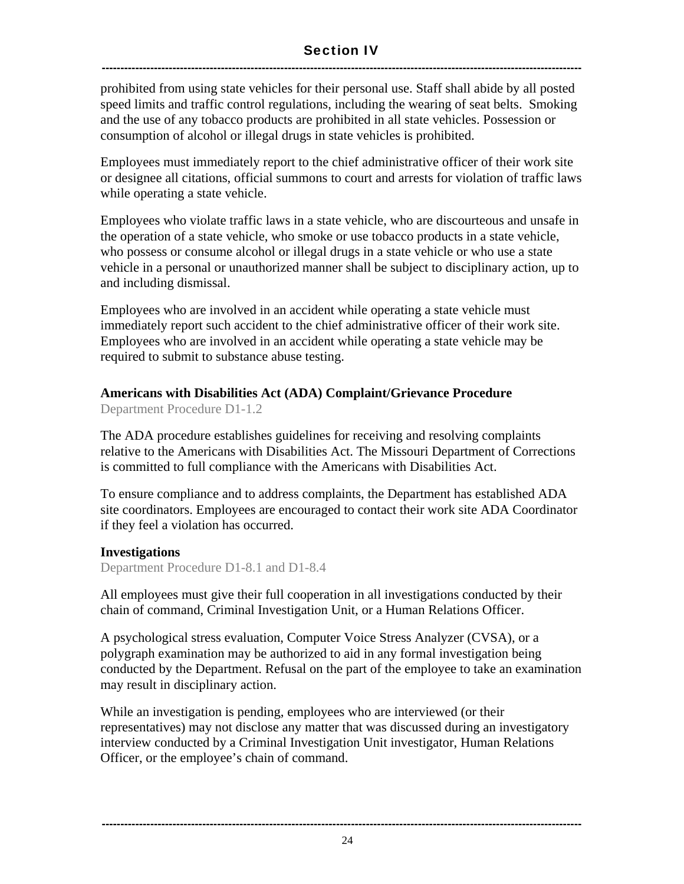prohibited from using state vehicles for their personal use. Staff shall abide by all posted speed limits and traffic control regulations, including the wearing of seat belts. Smoking and the use of any tobacco products are prohibited in all state vehicles. Possession or consumption of alcohol or illegal drugs in state vehicles is prohibited.

Employees must immediately report to the chief administrative officer of their work site or designee all citations, official summons to court and arrests for violation of traffic laws while operating a state vehicle.

Employees who violate traffic laws in a state vehicle, who are discourteous and unsafe in the operation of a state vehicle, who smoke or use tobacco products in a state vehicle, who possess or consume alcohol or illegal drugs in a state vehicle or who use a state vehicle in a personal or unauthorized manner shall be subject to disciplinary action, up to and including dismissal.

Employees who are involved in an accident while operating a state vehicle must immediately report such accident to the chief administrative officer of their work site. Employees who are involved in an accident while operating a state vehicle may be required to submit to substance abuse testing.

### Americans with Disabilities Act (ADA) Complaint/Grievance Procedure

Department Procedure D1-1.2

The ADA procedure establishes guidelines for receiving and resolving complaints relative to the Americans with Disabilities Act. The Missouri Department of Corrections is committed to full compliance with the Americans with Disabilities Act.

To ensure compliance and to address complaints, the Department has established ADA site coordinators. Employees are encouraged to contact their work site ADA Coordinator if they feel a violation has occurred.

### Investigations

Department Procedure D1-8.1 and D1-8.4

All employees must give their full cooperation in all investigations conducted by their chain of command, Criminal Investigation Unit, or a Human Relations Officer.

A psychological stress evaluation, Computer Voice Stress Analyzer (CVSA), or a polygraph examination may be authorized to aid in any formal investigation being conducted by the Department. Refusal on the part of the employee to take an examination may result in disciplinary action.

While an investigation is pending, employees who are interviewed (or their representatives) may not disclose any matter that was discussed during an investigatory interview conducted by a Criminal Investigation Unit investigator, Human Relations Officer, or the employee's chain of command.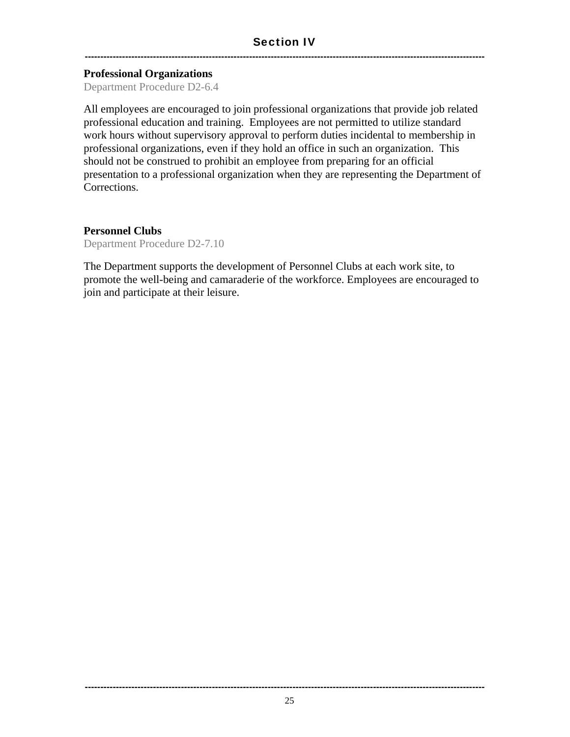## Section IV

**Professional Organizations**

Department Procedure D2-6.4

All employees are encouraged to join professional organizations that provide job related professional education and training. Employees are not permitted to utilize standard work hours without supervisory approval to perform duties incidental to membership in professional organizations, even if they hold an office in such an organization. This should not be construed to prohibit an employee from preparing for an official presentation to a professional organization when they are representing the Department of Corrections.

**Personnel Clubs**

Department Procedure D2-7.10

The Department supports the development of Personnel Clubs at each work site, to promote the well-being and camaraderie of the workforce. Employees are encouraged to join and participate at their leisure.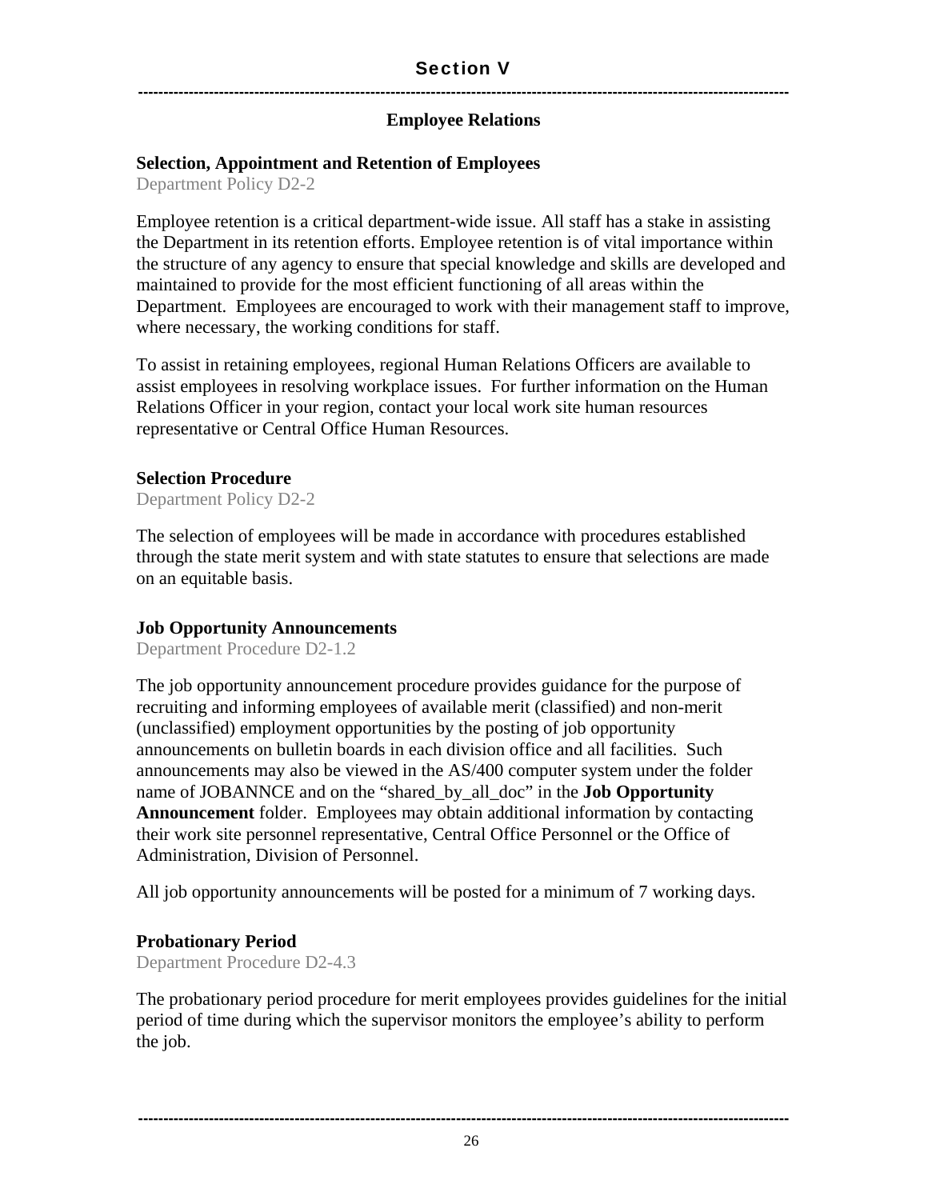# Section V

## Employee Relations

### Selection, Appointment and Retention of Employees

Department Policy D2-2

Employee retention is a critical department-wide issue. All staff has a stake in assisting the Department in its retention efforts. Employee retention is of vital importance within the structure of any agency to ensure that special knowledge and skills are developed and maintained to provide for the most efficient functioning of all areas within the Department. Employees are encouraged to work with their management staff to improve, where necessary, the working conditions for staff.

To assist in retaining employees, regional Human Relations Officers are available to assist employees in resolving workplace issues. For further information on the Human Relations Officer in your region, contact your local work site human resources representative or Central Office Human Resources.

### Selection Procedure

Department Policy D2-2

The selection of employees will be made in accordance with procedures established through the state merit system and with state statutes to ensure that selections are made on an equitable basis.

### Job Opportunity Announcements

Department Procedure D2-1.2

The job opportunity announcement procedure provides guidance for the purpose of recruiting and informing employees of available merit (classified) and non-merit (unclassified) employment opportunities by the posting of job opportunity announcements on bulletin boards in each division office and all facilities. Such announcements may also be viewed in the AS/400 computer system under the folder name of JOBANNCE and on the "shared_by_all_doc" in the **Job Opportunity Announcement** folder. Employees may obtain additional information by contacting their work site personnel representative, Central Office Personnel or the Office of Administration, Division of Personnel.

All job opportunity announcements will be posted for a minimum of 7 working days.

### Probationary Period

Department Procedure D2-4.3

The probationary period procedure for merit employees provides guidelines for the initial period of time during which the supervisor monitors the employee's ability to perform the job.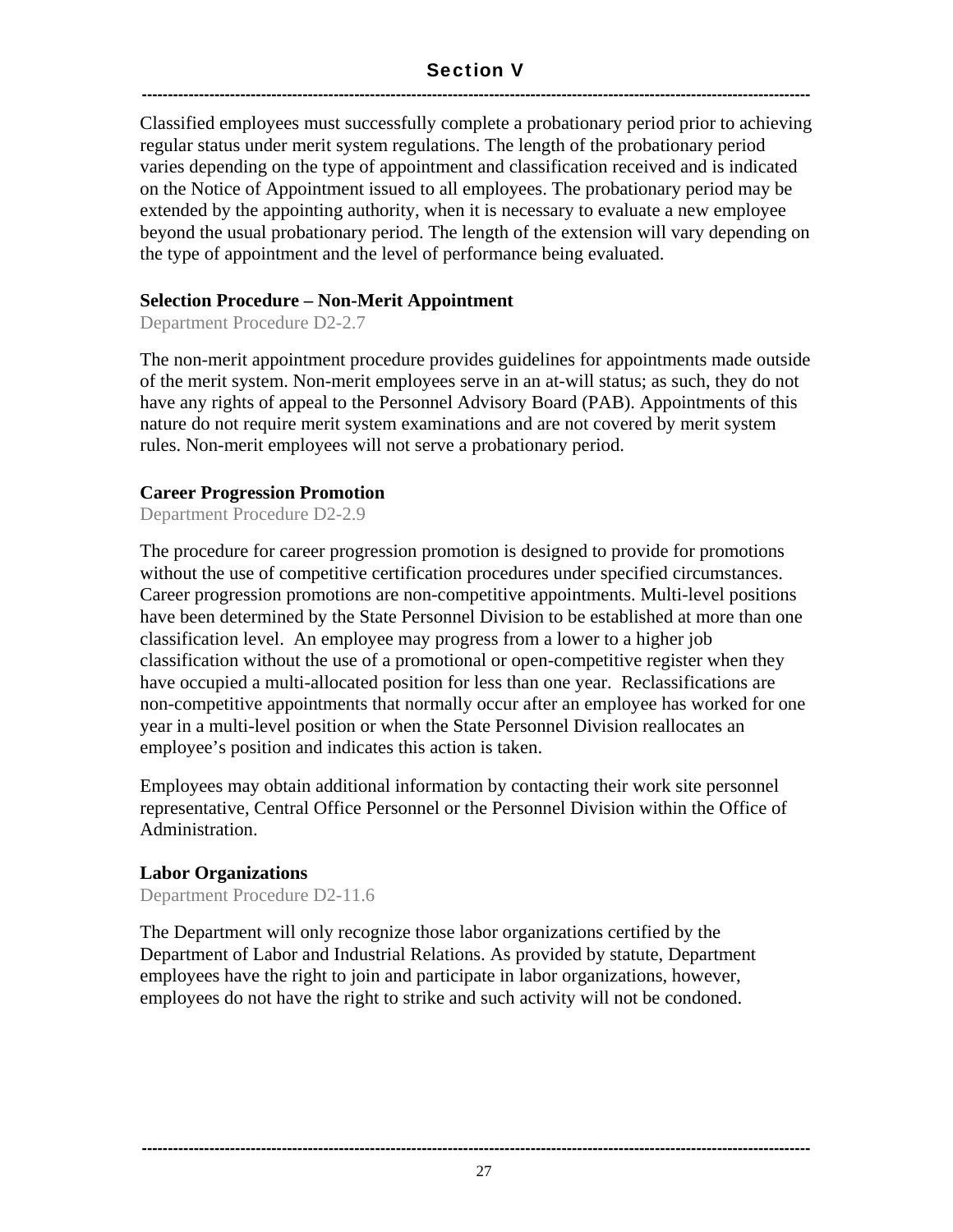Classified employees must successfully complete a probationary period prior to achieving regular status under merit system regulations. The length of the probationary period varies depending on the type of appointment and classification received and is indicated on the Notice of Appointment issued to all employees. The probationary period may be extended by the appointing authority, when it is necessary to evaluate a new employee beyond the usual probationary period. The length of the extension will vary depending on the type of appointment and the level of performance being evaluated.

**Selection Procedure – Non-Merit Appointment**

Department Procedure D2-2.7

The non-merit appointment procedure provides guidelines for appointments made outside of the merit system. Non-merit employees serve in an at-will status; as such, they do not have any rights of appeal to the Personnel Advisory Board (PAB). Appointments of this nature do not require merit system examinations and are not covered by merit system rules. Non-merit employees will not serve a probationary period.

**Career Progression Promotion**

Department Procedure D2-2.9

The procedure for career progression promotion is designed to provide for promotions without the use of competitive certification procedures under specified circumstances. Career progression promotions are non-competitive appointments. Multi-level positions have been determined by the State Personnel Division to be established at more than one classification level. An employee may progress from a lower to a higher job classification without the use of a promotional or open-competitive register when they have occupied a multi-allocated position for less than one year. Reclassifications are non-competitive appointments that normally occur after an employee has worked for one year in a multi-level position or when the State Personnel Division reallocates an employee's position and indicates this action is taken.

Employees may obtain additional information by contacting their work site personnel representative, Central Office Personnel or the Personnel Division within the Office of Administration.

**Labor Organizations**

Department Procedure D2-11.6

The Department will only recognize those labor organizations certified by the Department of Labor and Industrial Relations. As provided by statute, Department employees have the right to join and participate in labor organizations, however, employees do not have the right to strike and such activity will not be condoned.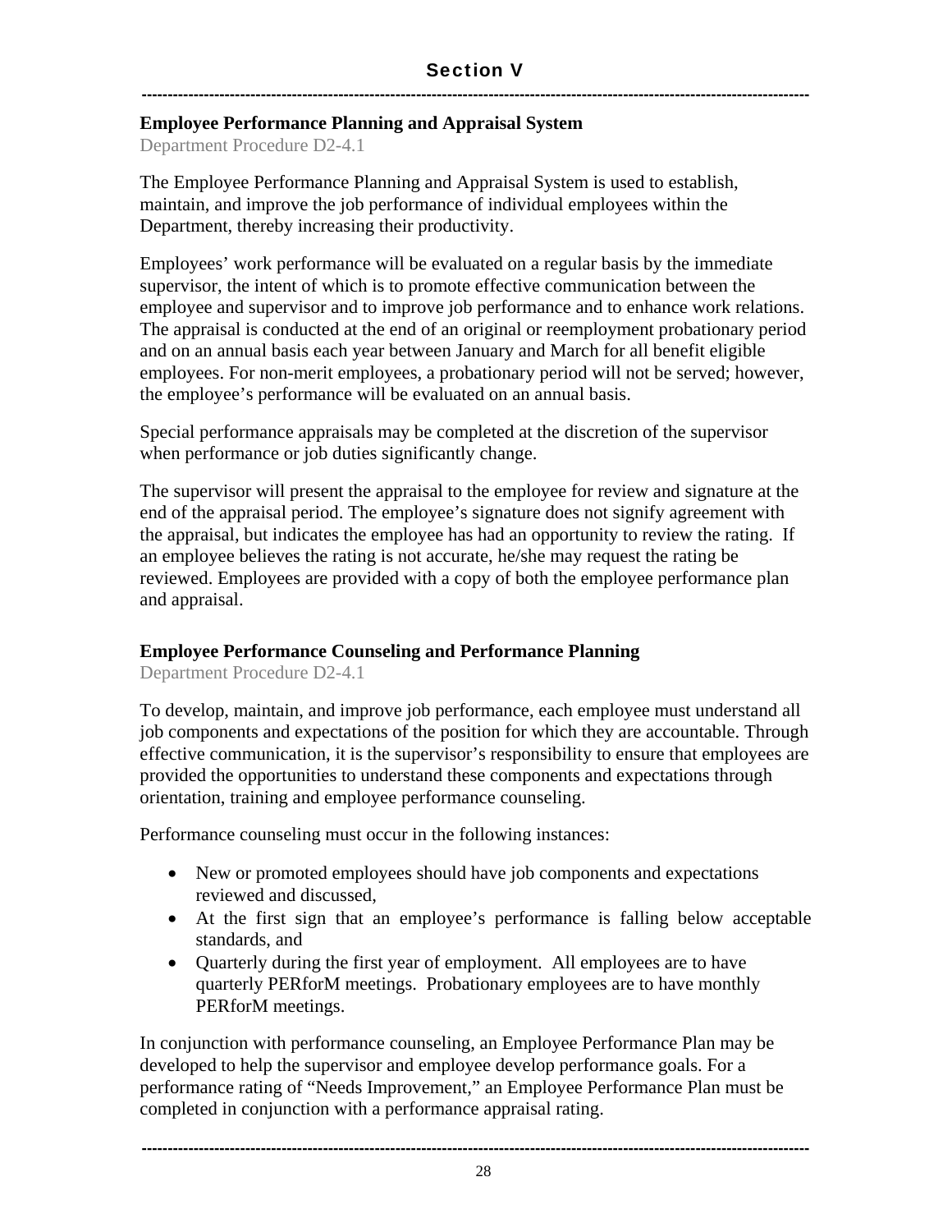# Section V

## Employee Performance Planning and Appraisal System

Department Procedure D2-4.1

The Employee Performance Planning and Appraisal System is used to establish, maintain, and improve the job performance of individual employees within the Department, thereby increasing their productivity.

Employees' work performance will be evaluated on a regular basis by the immediate supervisor, the intent of which is to promote effective communication between the employee and supervisor and to improve job performance and to enhance work relations. The appraisal is conducted at the end of an original or reemployment probationary period and on an annual basis each year between January and March for all benefit eligible employees. For non-merit employees, a probationary period will not be served; however, the employee's performance will be evaluated on an annual basis.

Special performance appraisals may be completed at the discretion of the supervisor when performance or job duties significantly change.

The supervisor will present the appraisal to the employee for review and signature at the end of the appraisal period. The employee's signature does not signify agreement with the appraisal, but indicates the employee has had an opportunity to review the rating. If an employee believes the rating is not accurate, he/she may request the rating be reviewed. Employees are provided with a copy of both the employee performance plan and appraisal.

## Employee Performance Counseling and Performance Planning

Department Procedure D2-4.1

To develop, maintain, and improve job performance, each employee must understand all job components and expectations of the position for which they are accountable. Through effective communication, it is the supervisor's responsibility to ensure that employees are provided the opportunities to understand these components and expectations through orientation, training and employee performance counseling.

Performance counseling must occur in the following instances:

- New or promoted employees should have job components and expectations reviewed and discussed,
- At the first sign that an employee's performance is falling below acceptable standards, and
- Quarterly during the first year of employment. All employees are to have quarterly PERforM meetings. Probationary employees are to have monthly PERforM meetings.

In conjunction with performance counseling, an Employee Performance Plan may be developed to help the supervisor and employee develop performance goals. For a performance rating of "Needs Improvement," an Employee Performance Plan must be completed in conjunction with a performance appraisal rating.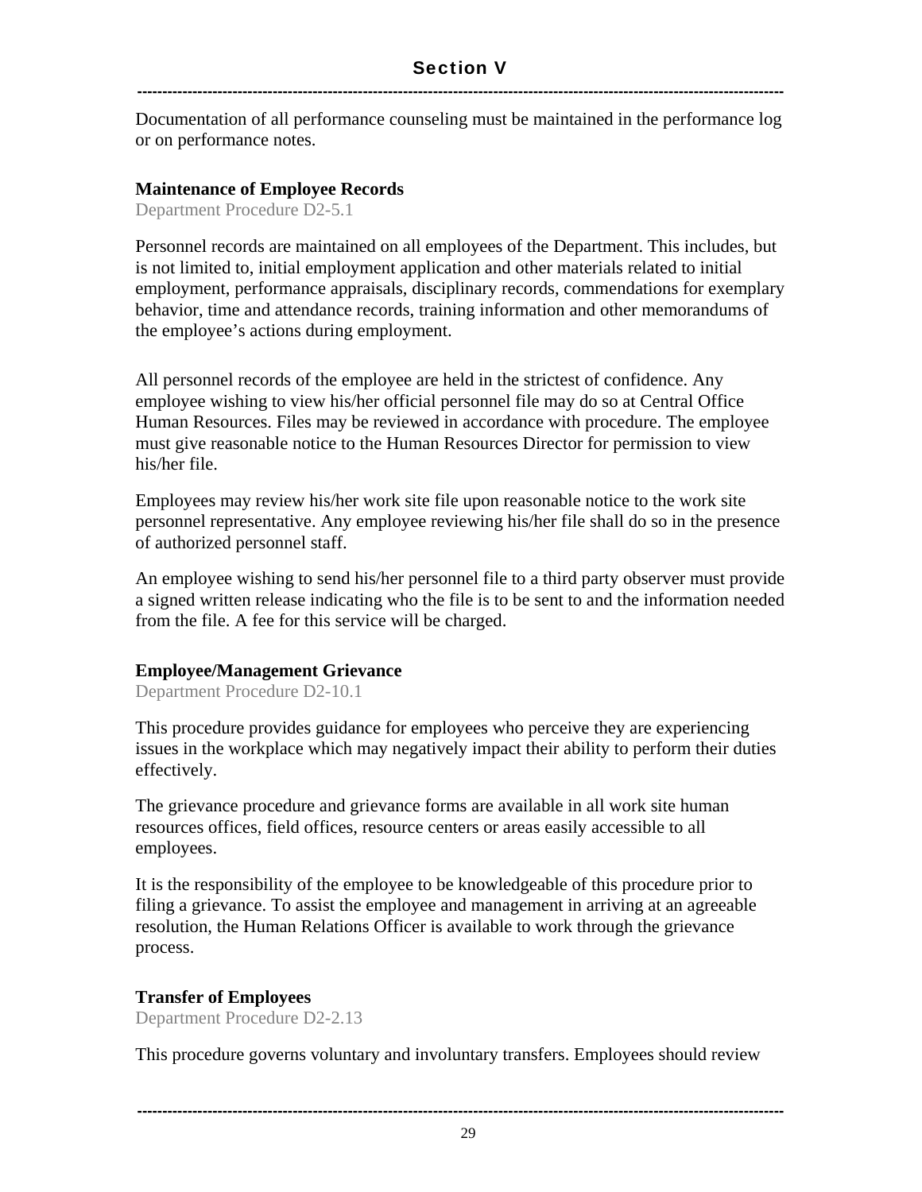Documentation of all performance counseling must be maintained in the performance log or on performance notes.

**Maintenance of Employee Records**
Department Procedure D2-5.1

Personnel records are maintained on all employees of the Department. This includes, but is not limited to, initial employment application and other materials related to initial employment, performance appraisals, disciplinary records, commendations for exemplary behavior, time and attendance records, training information and other memorandums of the employee's actions during employment.

All personnel records of the employee are held in the strictest of confidence. Any employee wishing to view his/her official personnel file may do so at Central Office Human Resources. Files may be reviewed in accordance with procedure. The employee must give reasonable notice to the Human Resources Director for permission to view his/her file.

Employees may review his/her work site file upon reasonable notice to the work site personnel representative. Any employee reviewing his/her file shall do so in the presence of authorized personnel staff.

An employee wishing to send his/her personnel file to a third party observer must provide a signed written release indicating who the file is to be sent to and the information needed from the file. A fee for this service will be charged.

**Employee/Management Grievance**
Department Procedure D2-10.1

This procedure provides guidance for employees who perceive they are experiencing issues in the workplace which may negatively impact their ability to perform their duties effectively.

The grievance procedure and grievance forms are available in all work site human resources offices, field offices, resource centers or areas easily accessible to all employees.

It is the responsibility of the employee to be knowledgeable of this procedure prior to filing a grievance. To assist the employee and management in arriving at an agreeable resolution, the Human Relations Officer is available to work through the grievance process.

**Transfer of Employees**
Department Procedure D2-2.13

This procedure governs voluntary and involuntary transfers. Employees should review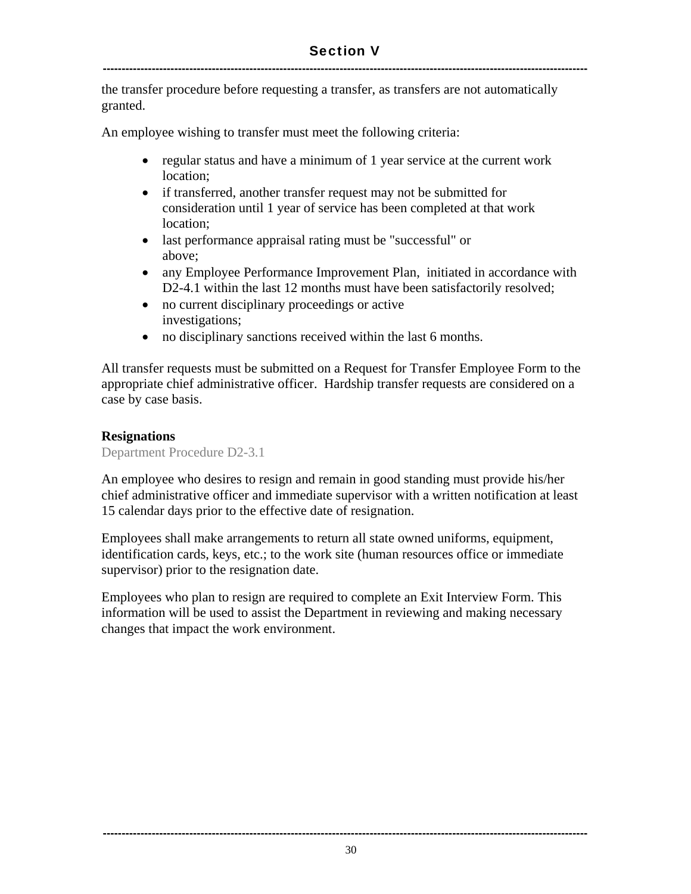the transfer procedure before requesting a transfer, as transfers are not automatically granted.

An employee wishing to transfer must meet the following criteria:

- regular status and have a minimum of 1 year service at the current work location;
- if transferred, another transfer request may not be submitted for consideration until 1 year of service has been completed at that work location;
- last performance appraisal rating must be "successful" or above;
- any Employee Performance Improvement Plan, initiated in accordance with D2-4.1 within the last 12 months must have been satisfactorily resolved;
- no current disciplinary proceedings or active investigations;
- no disciplinary sanctions received within the last 6 months.

All transfer requests must be submitted on a Request for Transfer Employee Form to the appropriate chief administrative officer. Hardship transfer requests are considered on a case by case basis.

**Resignations**

Department Procedure D2-3.1

An employee who desires to resign and remain in good standing must provide his/her chief administrative officer and immediate supervisor with a written notification at least 15 calendar days prior to the effective date of resignation.

Employees shall make arrangements to return all state owned uniforms, equipment, identification cards, keys, etc.; to the work site (human resources office or immediate supervisor) prior to the resignation date.

Employees who plan to resign are required to complete an Exit Interview Form. This information will be used to assist the Department in reviewing and making necessary changes that impact the work environment.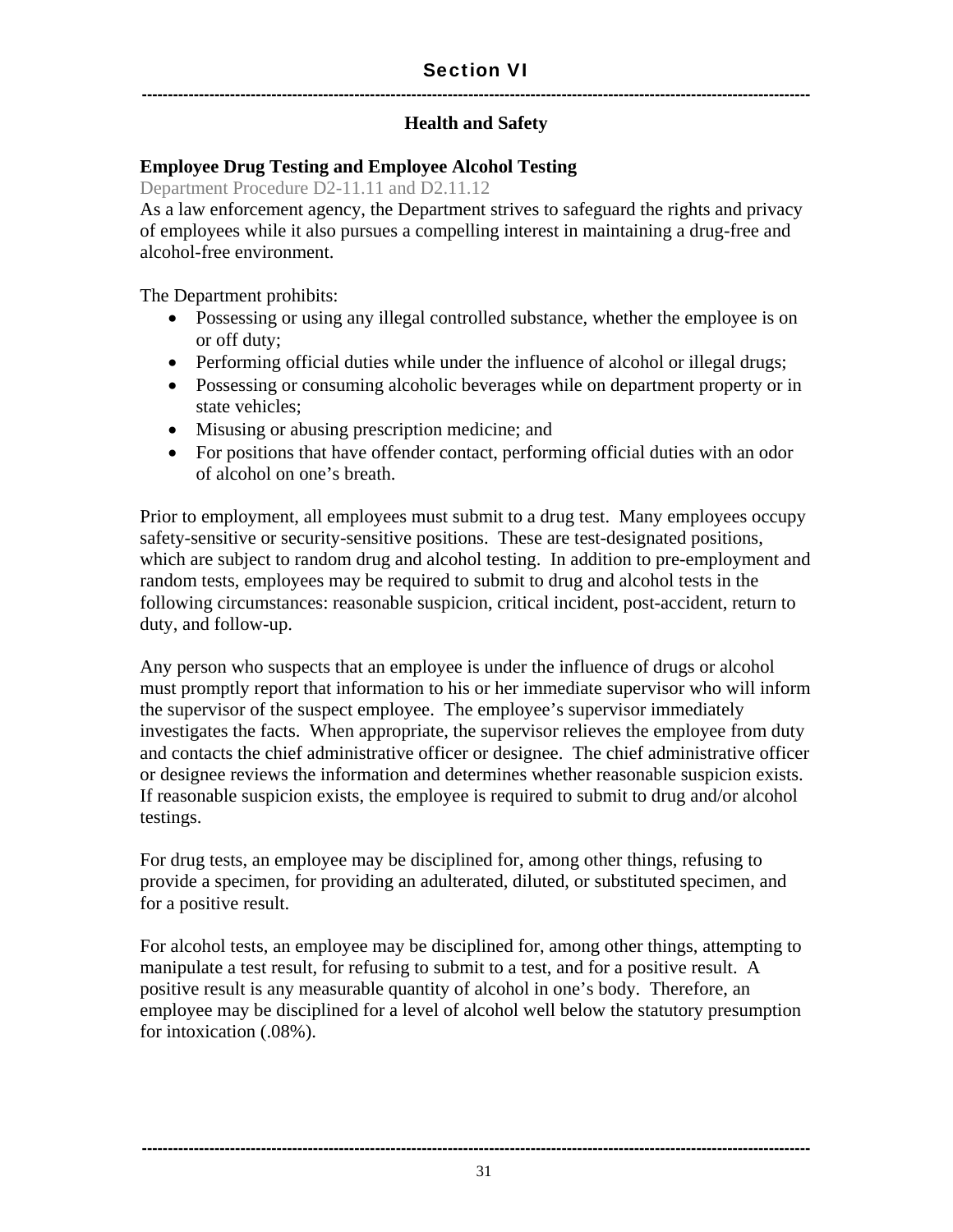# Section VI

## Health and Safety

### Employee Drug Testing and Employee Alcohol Testing

Department Procedure D2-11.11 and D2.11.12

As a law enforcement agency, the Department strives to safeguard the rights and privacy of employees while it also pursues a compelling interest in maintaining a drug-free and alcohol-free environment.

The Department prohibits:

- Possessing or using any illegal controlled substance, whether the employee is on or off duty;
- Performing official duties while under the influence of alcohol or illegal drugs;
- Possessing or consuming alcoholic beverages while on department property or in state vehicles;
- Misusing or abusing prescription medicine; and
- For positions that have offender contact, performing official duties with an odor of alcohol on one's breath.

Prior to employment, all employees must submit to a drug test. Many employees occupy safety-sensitive or security-sensitive positions. These are test-designated positions, which are subject to random drug and alcohol testing. In addition to pre-employment and random tests, employees may be required to submit to drug and alcohol tests in the following circumstances: reasonable suspicion, critical incident, post-accident, return to duty, and follow-up.

Any person who suspects that an employee is under the influence of drugs or alcohol must promptly report that information to his or her immediate supervisor who will inform the supervisor of the suspect employee. The employee's supervisor immediately investigates the facts. When appropriate, the supervisor relieves the employee from duty and contacts the chief administrative officer or designee. The chief administrative officer or designee reviews the information and determines whether reasonable suspicion exists. If reasonable suspicion exists, the employee is required to submit to drug and/or alcohol testings.

For drug tests, an employee may be disciplined for, among other things, refusing to provide a specimen, for providing an adulterated, diluted, or substituted specimen, and for a positive result.

For alcohol tests, an employee may be disciplined for, among other things, attempting to manipulate a test result, for refusing to submit to a test, and for a positive result. A positive result is any measurable quantity of alcohol in one's body. Therefore, an employee may be disciplined for a level of alcohol well below the statutory presumption for intoxication (.08%).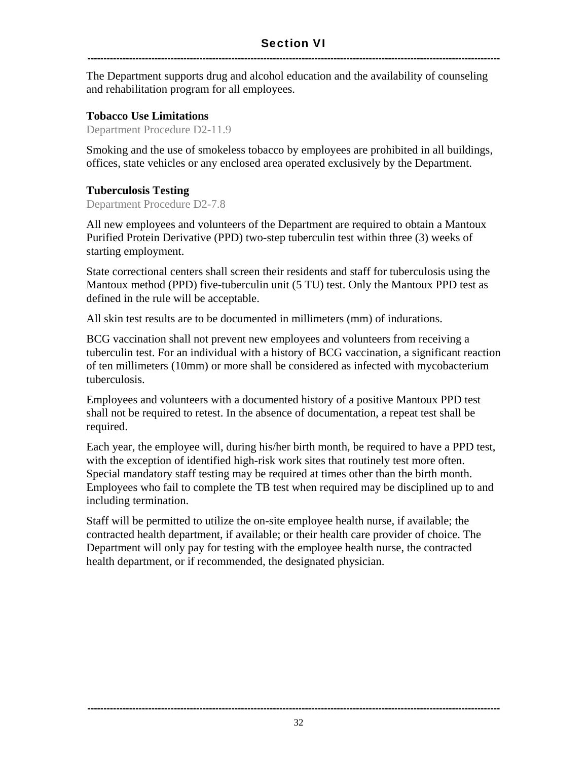The Department supports drug and alcohol education and the availability of counseling and rehabilitation program for all employees.

**Tobacco Use Limitations**

Department Procedure D2-11.9

Smoking and the use of smokeless tobacco by employees are prohibited in all buildings, offices, state vehicles or any enclosed area operated exclusively by the Department.

**Tuberculosis Testing**

Department Procedure D2-7.8

All new employees and volunteers of the Department are required to obtain a Mantoux Purified Protein Derivative (PPD) two-step tuberculin test within three (3) weeks of starting employment.

State correctional centers shall screen their residents and staff for tuberculosis using the Mantoux method (PPD) five-tuberculin unit (5 TU) test. Only the Mantoux PPD test as defined in the rule will be acceptable.

All skin test results are to be documented in millimeters (mm) of indurations.

BCG vaccination shall not prevent new employees and volunteers from receiving a tuberculin test. For an individual with a history of BCG vaccination, a significant reaction of ten millimeters (10mm) or more shall be considered as infected with mycobacterium tuberculosis.

Employees and volunteers with a documented history of a positive Mantoux PPD test shall not be required to retest. In the absence of documentation, a repeat test shall be required.

Each year, the employee will, during his/her birth month, be required to have a PPD test, with the exception of identified high-risk work sites that routinely test more often. Special mandatory staff testing may be required at times other than the birth month. Employees who fail to complete the TB test when required may be disciplined up to and including termination.

Staff will be permitted to utilize the on-site employee health nurse, if available; the contracted health department, if available; or their health care provider of choice. The Department will only pay for testing with the employee health nurse, the contracted health department, or if recommended, the designated physician.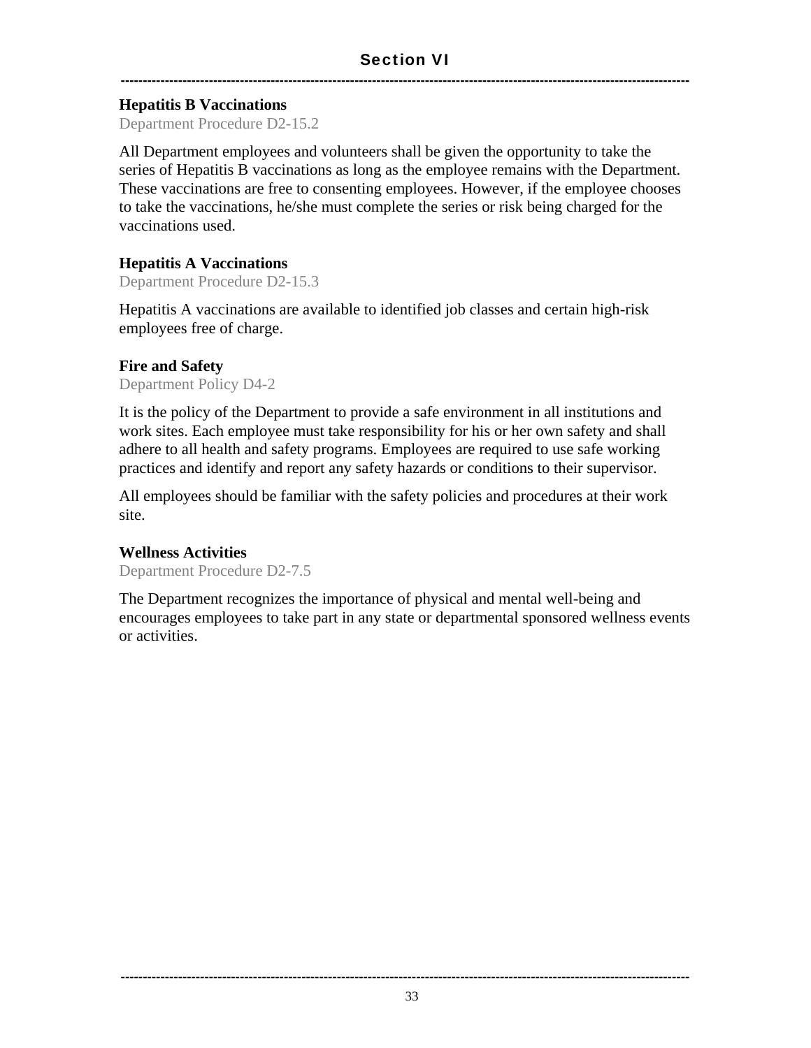## Section VI

### Hepatitis B Vaccinations

Department Procedure D2-15.2

All Department employees and volunteers shall be given the opportunity to take the series of Hepatitis B vaccinations as long as the employee remains with the Department. These vaccinations are free to consenting employees. However, if the employee chooses to take the vaccinations, he/she must complete the series or risk being charged for the vaccinations used.

### Hepatitis A Vaccinations

Department Procedure D2-15.3

Hepatitis A vaccinations are available to identified job classes and certain high-risk employees free of charge.

### Fire and Safety

Department Policy D4-2

It is the policy of the Department to provide a safe environment in all institutions and work sites. Each employee must take responsibility for his or her own safety and shall adhere to all health and safety programs. Employees are required to use safe working practices and identify and report any safety hazards or conditions to their supervisor.

All employees should be familiar with the safety policies and procedures at their work site.

### Wellness Activities

Department Procedure D2-7.5

The Department recognizes the importance of physical and mental well-being and encourages employees to take part in any state or departmental sponsored wellness events or activities.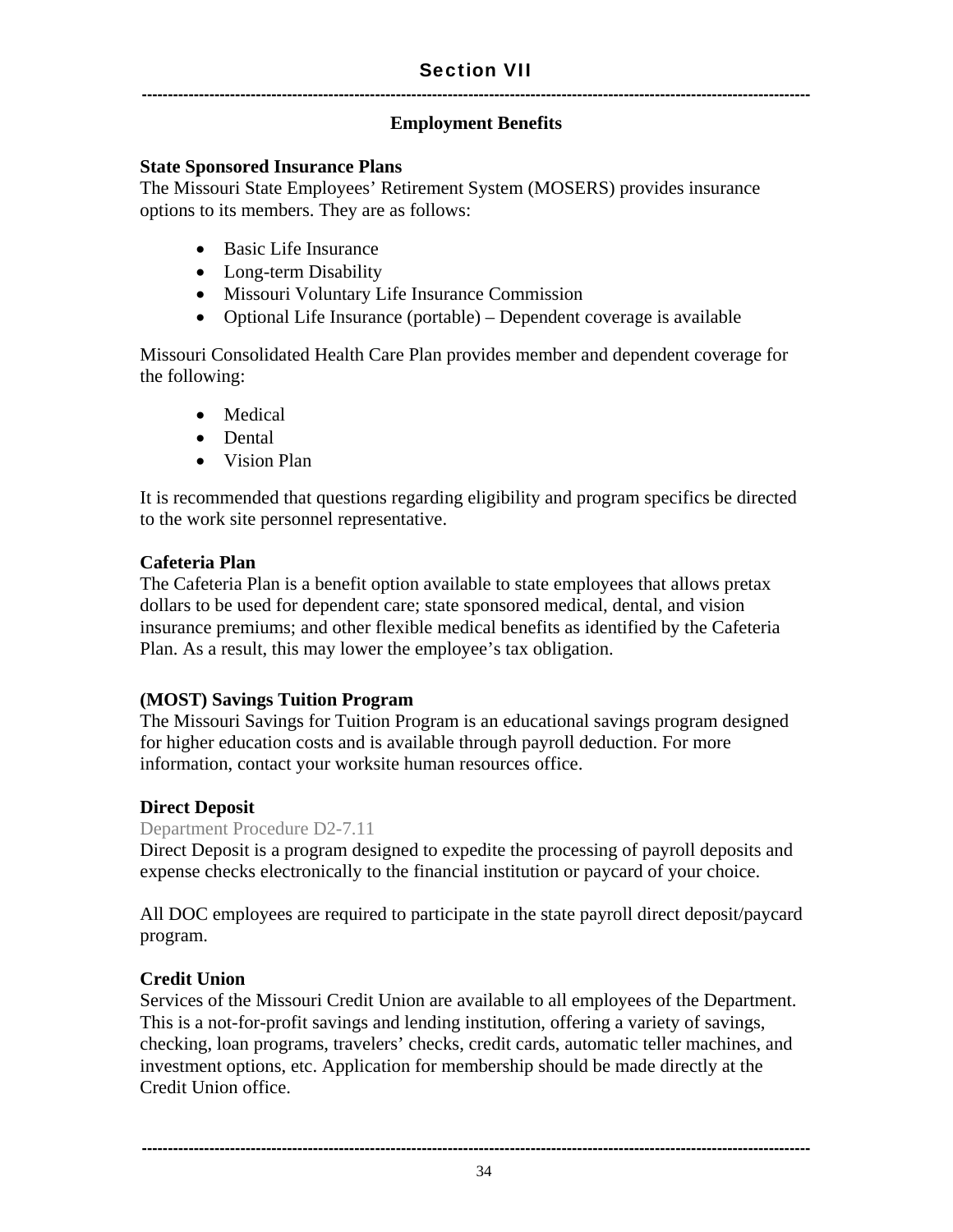# Section VII

## Employment Benefits

**State Sponsored Insurance Plans**
The Missouri State Employees' Retirement System (MOSERS) provides insurance options to its members. They are as follows:

- Basic Life Insurance
- Long-term Disability
- Missouri Voluntary Life Insurance Commission
- Optional Life Insurance (portable) – Dependent coverage is available

Missouri Consolidated Health Care Plan provides member and dependent coverage for the following:

- Medical
- Dental
- Vision Plan

It is recommended that questions regarding eligibility and program specifics be directed to the work site personnel representative.

**Cafeteria Plan**
The Cafeteria Plan is a benefit option available to state employees that allows pretax dollars to be used for dependent care; state sponsored medical, dental, and vision insurance premiums; and other flexible medical benefits as identified by the Cafeteria Plan. As a result, this may lower the employee's tax obligation.

**(MOST) Savings Tuition Program**
The Missouri Savings for Tuition Program is an educational savings program designed for higher education costs and is available through payroll deduction. For more information, contact your worksite human resources office.

**Direct Deposit**
Department Procedure D2-7.11
Direct Deposit is a program designed to expedite the processing of payroll deposits and expense checks electronically to the financial institution or paycard of your choice.

All DOC employees are required to participate in the state payroll direct deposit/paycard program.

**Credit Union**
Services of the Missouri Credit Union are available to all employees of the Department. This is a not-for-profit savings and lending institution, offering a variety of savings, checking, loan programs, travelers' checks, credit cards, automatic teller machines, and investment options, etc. Application for membership should be made directly at the Credit Union office.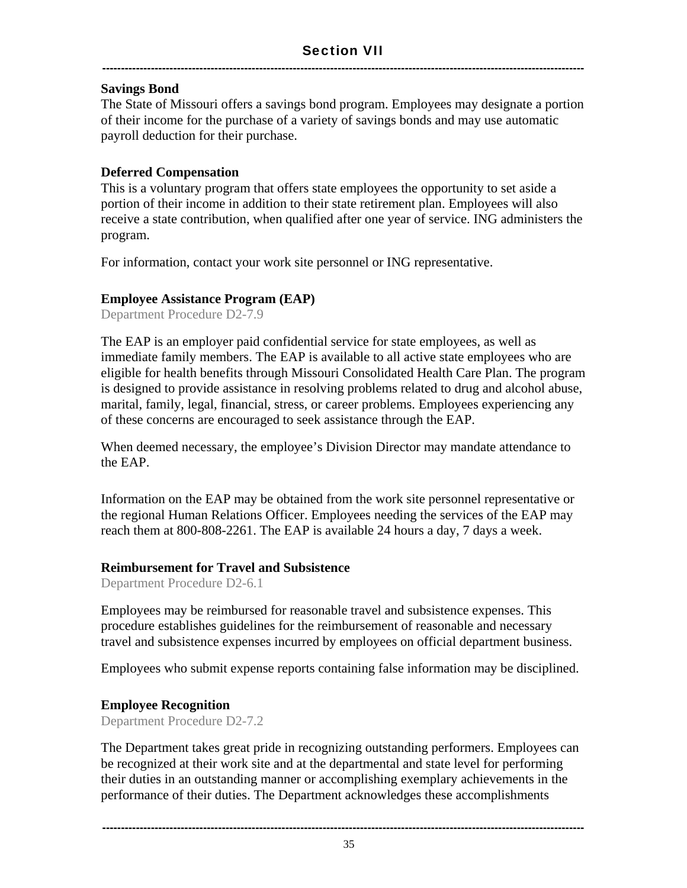**Savings Bond**
The State of Missouri offers a savings bond program. Employees may designate a portion of their income for the purchase of a variety of savings bonds and may use automatic payroll deduction for their purchase.

**Deferred Compensation**
This is a voluntary program that offers state employees the opportunity to set aside a portion of their income in addition to their state retirement plan. Employees will also receive a state contribution, when qualified after one year of service. ING administers the program.

For information, contact your work site personnel or ING representative.

**Employee Assistance Program (EAP)**
Department Procedure D2-7.9

The EAP is an employer paid confidential service for state employees, as well as immediate family members. The EAP is available to all active state employees who are eligible for health benefits through Missouri Consolidated Health Care Plan. The program is designed to provide assistance in resolving problems related to drug and alcohol abuse, marital, family, legal, financial, stress, or career problems. Employees experiencing any of these concerns are encouraged to seek assistance through the EAP.

When deemed necessary, the employee's Division Director may mandate attendance to the EAP.

Information on the EAP may be obtained from the work site personnel representative or the regional Human Relations Officer. Employees needing the services of the EAP may reach them at 800-808-2261. The EAP is available 24 hours a day, 7 days a week.

**Reimbursement for Travel and Subsistence**
Department Procedure D2-6.1

Employees may be reimbursed for reasonable travel and subsistence expenses. This procedure establishes guidelines for the reimbursement of reasonable and necessary travel and subsistence expenses incurred by employees on official department business.

Employees who submit expense reports containing false information may be disciplined.

**Employee Recognition**
Department Procedure D2-7.2

The Department takes great pride in recognizing outstanding performers. Employees can be recognized at their work site and at the departmental and state level for performing their duties in an outstanding manner or accomplishing exemplary achievements in the performance of their duties. The Department acknowledges these accomplishments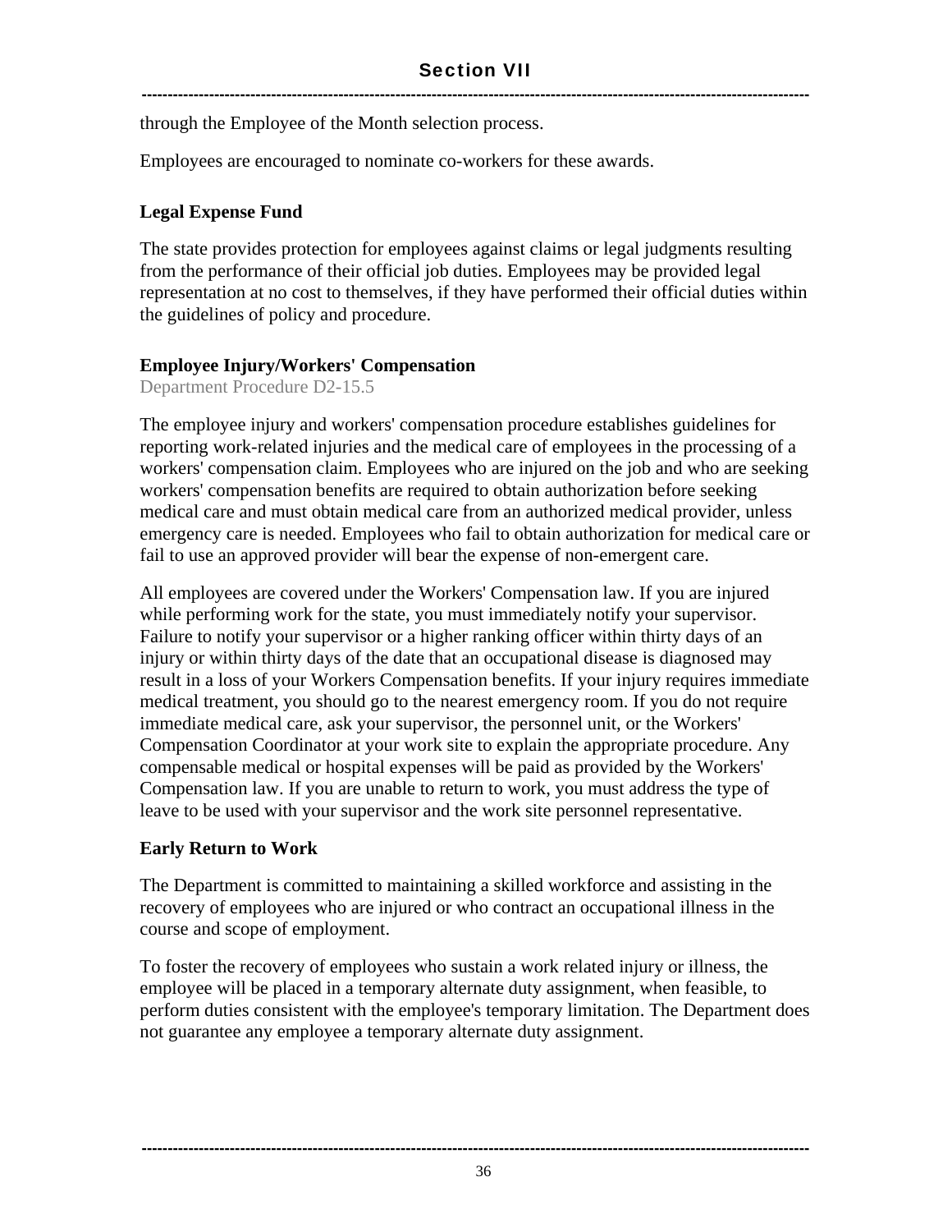through the Employee of the Month selection process.

Employees are encouraged to nominate co-workers for these awards.

**Legal Expense Fund**

The state provides protection for employees against claims or legal judgments resulting from the performance of their official job duties. Employees may be provided legal representation at no cost to themselves, if they have performed their official duties within the guidelines of policy and procedure.

**Employee Injury/Workers' Compensation**

Department Procedure D2-15.5

The employee injury and workers' compensation procedure establishes guidelines for reporting work-related injuries and the medical care of employees in the processing of a workers' compensation claim. Employees who are injured on the job and who are seeking workers' compensation benefits are required to obtain authorization before seeking medical care and must obtain medical care from an authorized medical provider, unless emergency care is needed. Employees who fail to obtain authorization for medical care or fail to use an approved provider will bear the expense of non-emergent care.

All employees are covered under the Workers' Compensation law. If you are injured while performing work for the state, you must immediately notify your supervisor. Failure to notify your supervisor or a higher ranking officer within thirty days of an injury or within thirty days of the date that an occupational disease is diagnosed may result in a loss of your Workers Compensation benefits. If your injury requires immediate medical treatment, you should go to the nearest emergency room. If you do not require immediate medical care, ask your supervisor, the personnel unit, or the Workers' Compensation Coordinator at your work site to explain the appropriate procedure. Any compensable medical or hospital expenses will be paid as provided by the Workers' Compensation law. If you are unable to return to work, you must address the type of leave to be used with your supervisor and the work site personnel representative.

**Early Return to Work**

The Department is committed to maintaining a skilled workforce and assisting in the recovery of employees who are injured or who contract an occupational illness in the course and scope of employment.

To foster the recovery of employees who sustain a work related injury or illness, the employee will be placed in a temporary alternate duty assignment, when feasible, to perform duties consistent with the employee's temporary limitation. The Department does not guarantee any employee a temporary alternate duty assignment.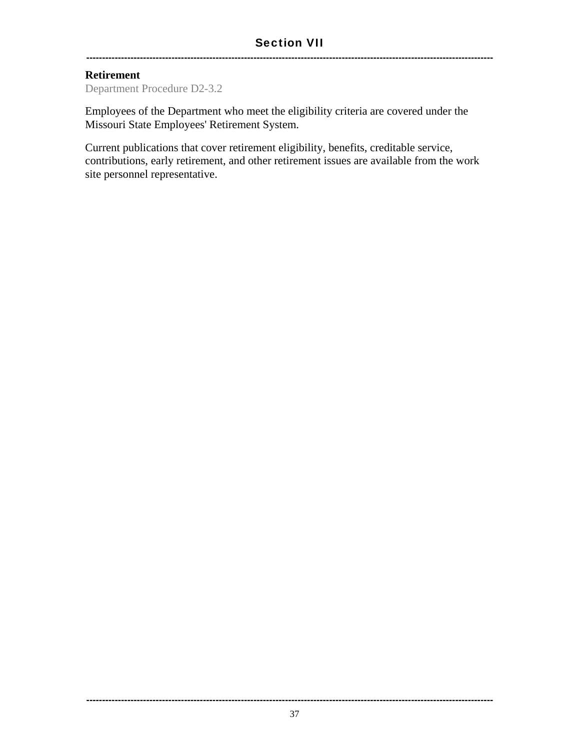# Section VII

## Retirement

Department Procedure D2-3.2

Employees of the Department who meet the eligibility criteria are covered under the Missouri State Employees' Retirement System.

Current publications that cover retirement eligibility, benefits, creditable service, contributions, early retirement, and other retirement issues are available from the work site personnel representative.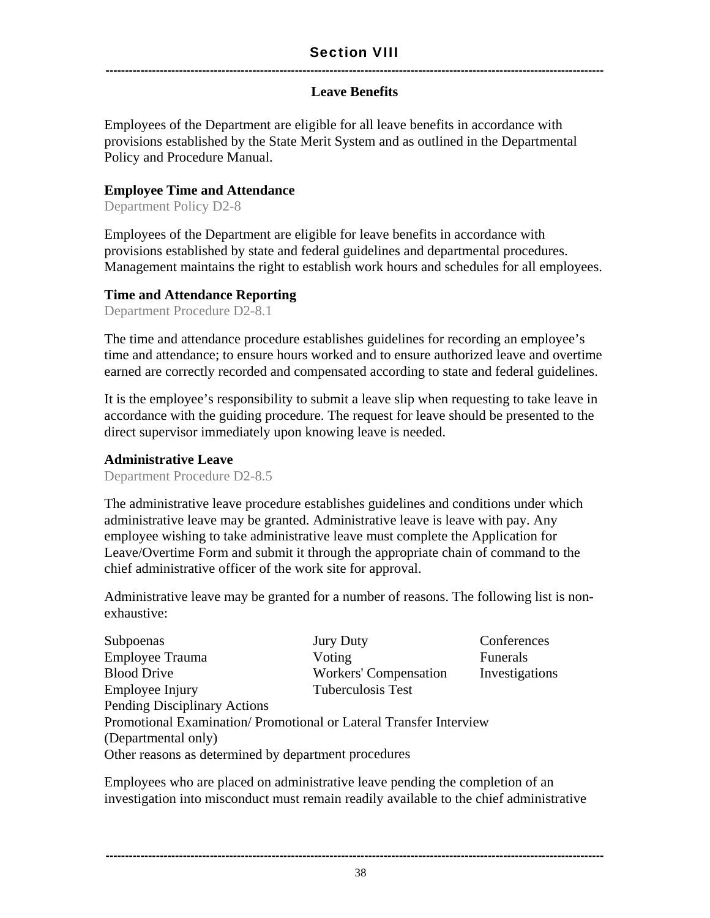## Section VIII

### Leave Benefits

Employees of the Department are eligible for all leave benefits in accordance with provisions established by the State Merit System and as outlined in the Departmental Policy and Procedure Manual.

**Employee Time and Attendance**
Department Policy D2-8

Employees of the Department are eligible for leave benefits in accordance with provisions established by state and federal guidelines and departmental procedures. Management maintains the right to establish work hours and schedules for all employees.

**Time and Attendance Reporting**
Department Procedure D2-8.1

The time and attendance procedure establishes guidelines for recording an employee's time and attendance; to ensure hours worked and to ensure authorized leave and overtime earned are correctly recorded and compensated according to state and federal guidelines.

It is the employee's responsibility to submit a leave slip when requesting to take leave in accordance with the guiding procedure. The request for leave should be presented to the direct supervisor immediately upon knowing leave is needed.

**Administrative Leave**
Department Procedure D2-8.5

The administrative leave procedure establishes guidelines and conditions under which administrative leave may be granted. Administrative leave is leave with pay. Any employee wishing to take administrative leave must complete the Application for Leave/Overtime Form and submit it through the appropriate chain of command to the chief administrative officer of the work site for approval.

Administrative leave may be granted for a number of reasons. The following list is non-exhaustive:

| | | |
|---|---|---|
| Subpoenas | Jury Duty | Conferences |
| Employee Trauma | Voting | Funerals |
| Blood Drive | Workers' Compensation | Investigations |
| Employee Injury | Tuberculosis Test | |

Pending Disciplinary Actions
Promotional Examination/ Promotional or Lateral Transfer Interview (Departmental only)
Other reasons as determined by department procedures

Employees who are placed on administrative leave pending the completion of an investigation into misconduct must remain readily available to the chief administrative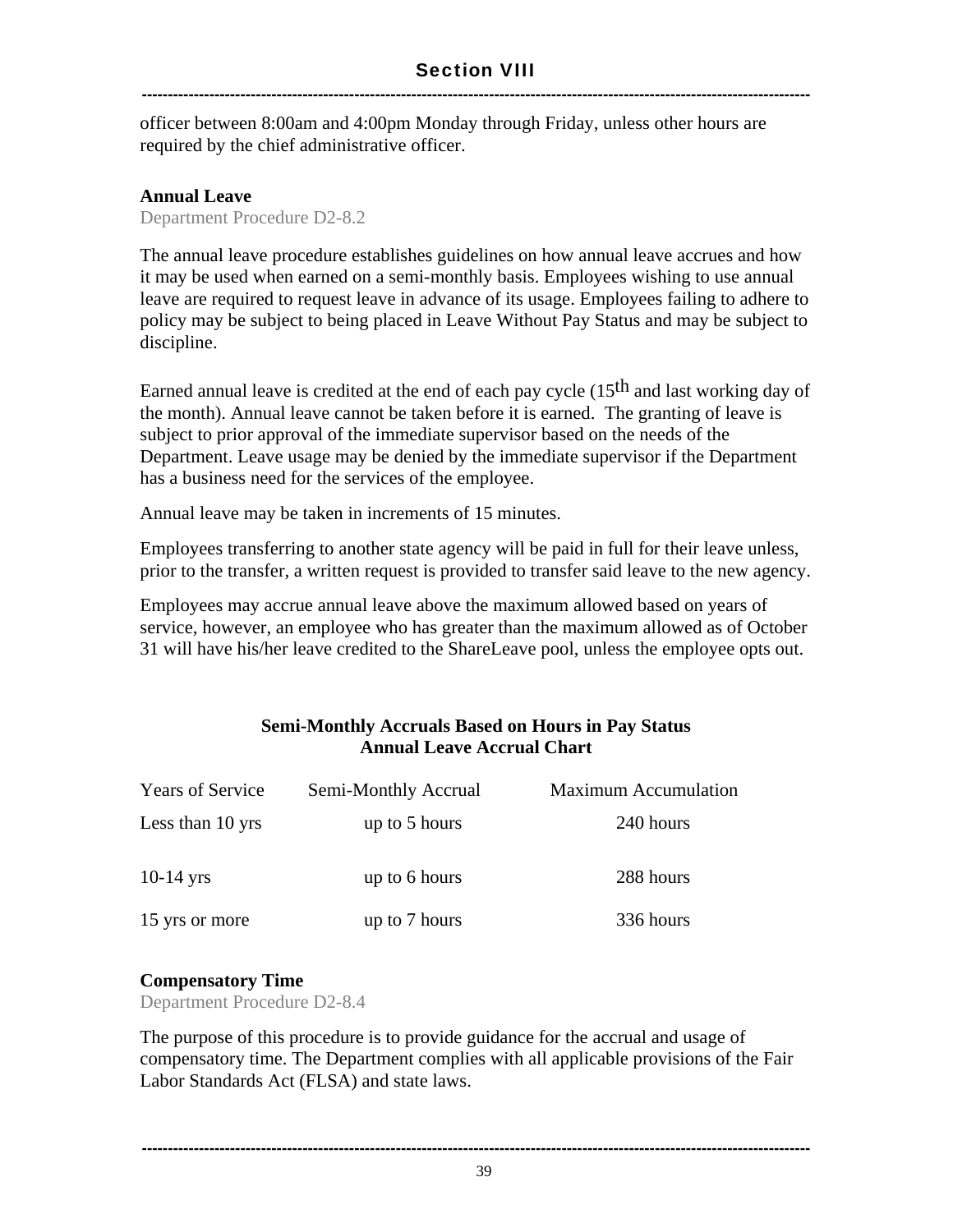officer between 8:00am and 4:00pm Monday through Friday, unless other hours are required by the chief administrative officer.

**Annual Leave**

Department Procedure D2-8.2

The annual leave procedure establishes guidelines on how annual leave accrues and how it may be used when earned on a semi-monthly basis. Employees wishing to use annual leave are required to request leave in advance of its usage. Employees failing to adhere to policy may be subject to being placed in Leave Without Pay Status and may be subject to discipline.

Earned annual leave is credited at the end of each pay cycle (15th and last working day of the month). Annual leave cannot be taken before it is earned. The granting of leave is subject to prior approval of the immediate supervisor based on the needs of the Department. Leave usage may be denied by the immediate supervisor if the Department has a business need for the services of the employee.

Annual leave may be taken in increments of 15 minutes.

Employees transferring to another state agency will be paid in full for their leave unless, prior to the transfer, a written request is provided to transfer said leave to the new agency.

Employees may accrue annual leave above the maximum allowed based on years of service, however, an employee who has greater than the maximum allowed as of October 31 will have his/her leave credited to the ShareLeave pool, unless the employee opts out.

**Semi-Monthly Accruals Based on Hours in Pay Status**
**Annual Leave Accrual Chart**

| Years of Service | Semi-Monthly Accrual | Maximum Accumulation |
|---|---|---|
| Less than 10 yrs | up to 5 hours | 240 hours |
| 10-14 yrs | up to 6 hours | 288 hours |
| 15 yrs or more | up to 7 hours | 336 hours |

**Compensatory Time**

Department Procedure D2-8.4

The purpose of this procedure is to provide guidance for the accrual and usage of compensatory time. The Department complies with all applicable provisions of the Fair Labor Standards Act (FLSA) and state laws.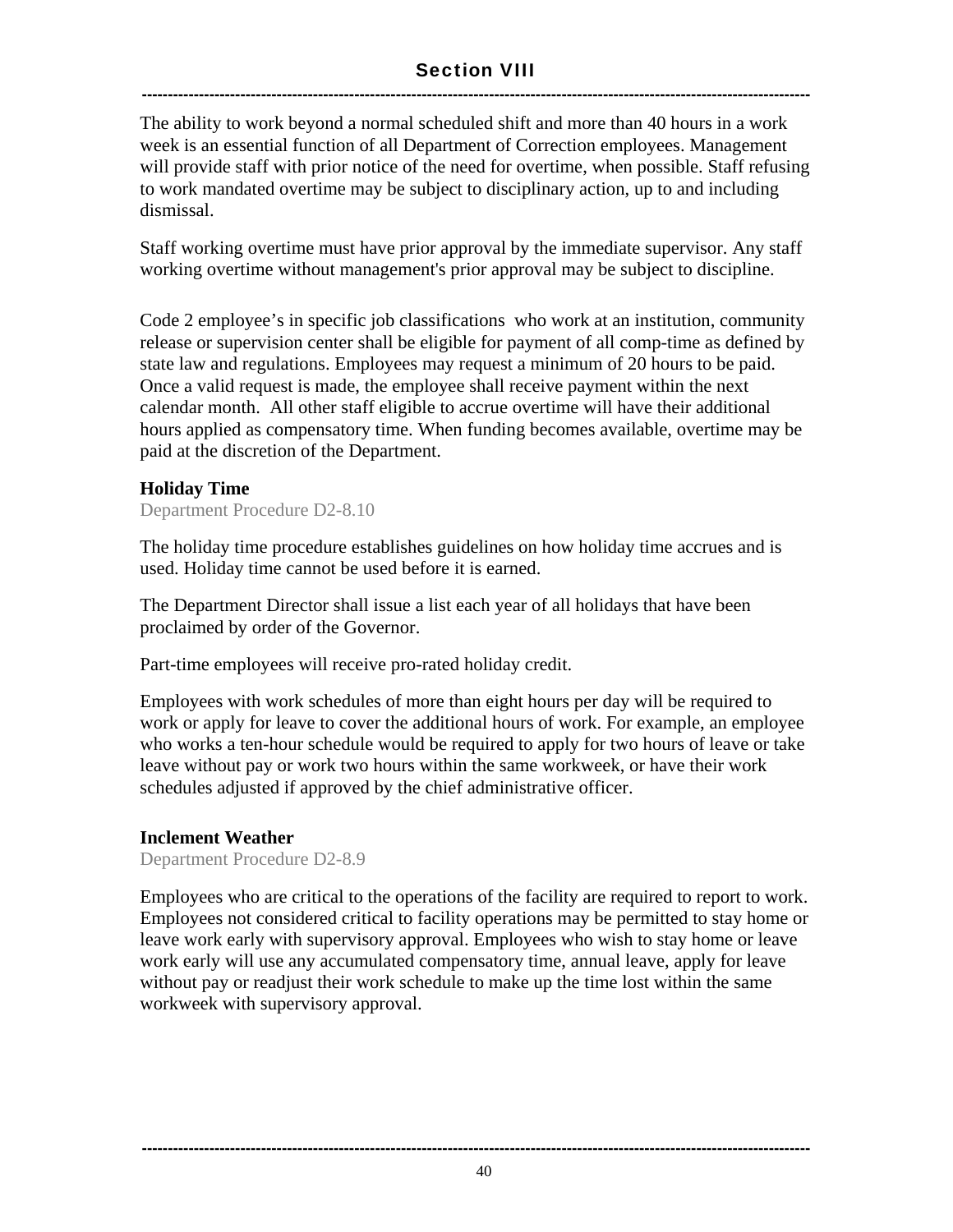The ability to work beyond a normal scheduled shift and more than 40 hours in a work week is an essential function of all Department of Correction employees. Management will provide staff with prior notice of the need for overtime, when possible. Staff refusing to work mandated overtime may be subject to disciplinary action, up to and including dismissal.

Staff working overtime must have prior approval by the immediate supervisor. Any staff working overtime without management's prior approval may be subject to discipline.

Code 2 employee's in specific job classifications who work at an institution, community release or supervision center shall be eligible for payment of all comp-time as defined by state law and regulations. Employees may request a minimum of 20 hours to be paid. Once a valid request is made, the employee shall receive payment within the next calendar month. All other staff eligible to accrue overtime will have their additional hours applied as compensatory time. When funding becomes available, overtime may be paid at the discretion of the Department.

### Holiday Time

Department Procedure D2-8.10

The holiday time procedure establishes guidelines on how holiday time accrues and is used. Holiday time cannot be used before it is earned.

The Department Director shall issue a list each year of all holidays that have been proclaimed by order of the Governor.

Part-time employees will receive pro-rated holiday credit.

Employees with work schedules of more than eight hours per day will be required to work or apply for leave to cover the additional hours of work. For example, an employee who works a ten-hour schedule would be required to apply for two hours of leave or take leave without pay or work two hours within the same workweek, or have their work schedules adjusted if approved by the chief administrative officer.

### Inclement Weather

Department Procedure D2-8.9

Employees who are critical to the operations of the facility are required to report to work. Employees not considered critical to facility operations may be permitted to stay home or leave work early with supervisory approval. Employees who wish to stay home or leave work early will use any accumulated compensatory time, annual leave, apply for leave without pay or readjust their work schedule to make up the time lost within the same workweek with supervisory approval.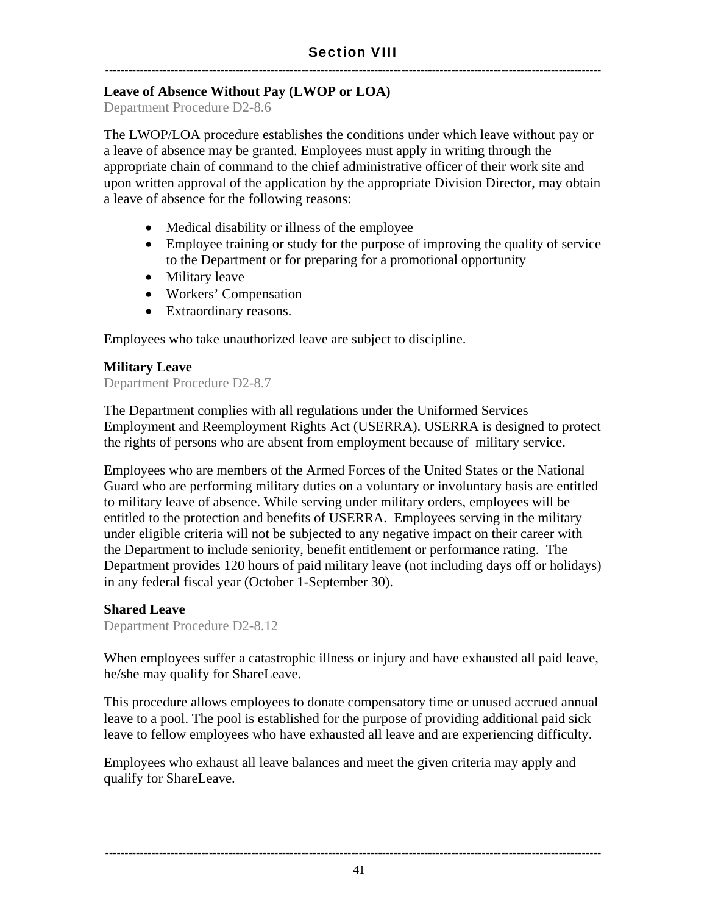## Section VIII

### Leave of Absence Without Pay (LWOP or LOA)

Department Procedure D2-8.6

The LWOP/LOA procedure establishes the conditions under which leave without pay or a leave of absence may be granted. Employees must apply in writing through the appropriate chain of command to the chief administrative officer of their work site and upon written approval of the application by the appropriate Division Director, may obtain a leave of absence for the following reasons:

- Medical disability or illness of the employee
- Employee training or study for the purpose of improving the quality of service to the Department or for preparing for a promotional opportunity
- Military leave
- Workers' Compensation
- Extraordinary reasons.

Employees who take unauthorized leave are subject to discipline.

### Military Leave

Department Procedure D2-8.7

The Department complies with all regulations under the Uniformed Services Employment and Reemployment Rights Act (USERRA). USERRA is designed to protect the rights of persons who are absent from employment because of military service.

Employees who are members of the Armed Forces of the United States or the National Guard who are performing military duties on a voluntary or involuntary basis are entitled to military leave of absence. While serving under military orders, employees will be entitled to the protection and benefits of USERRA. Employees serving in the military under eligible criteria will not be subjected to any negative impact on their career with the Department to include seniority, benefit entitlement or performance rating. The Department provides 120 hours of paid military leave (not including days off or holidays) in any federal fiscal year (October 1-September 30).

### Shared Leave

Department Procedure D2-8.12

When employees suffer a catastrophic illness or injury and have exhausted all paid leave, he/she may qualify for ShareLeave.

This procedure allows employees to donate compensatory time or unused accrued annual leave to a pool. The pool is established for the purpose of providing additional paid sick leave to fellow employees who have exhausted all leave and are experiencing difficulty.

Employees who exhaust all leave balances and meet the given criteria may apply and qualify for ShareLeave.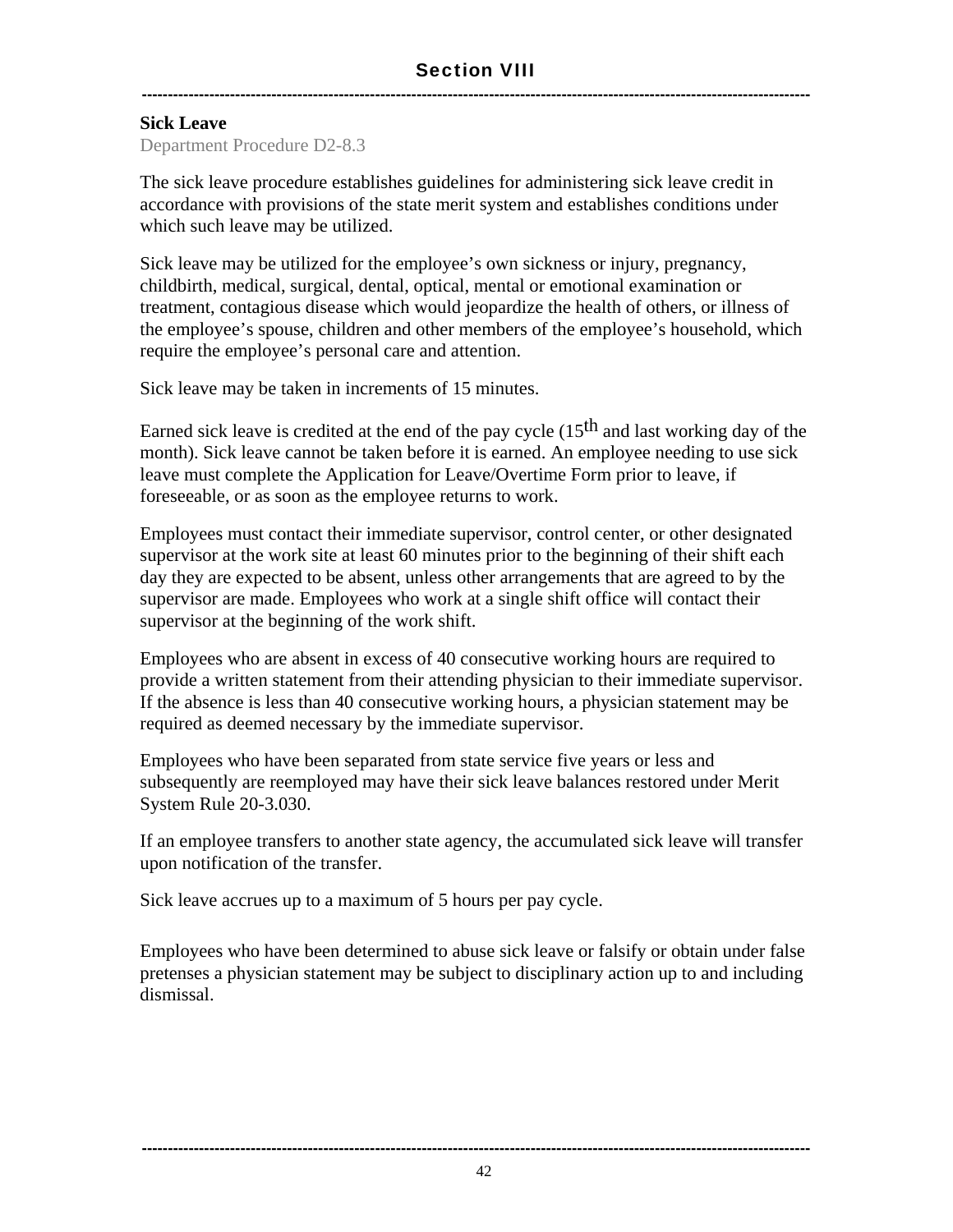# Section VIII

## Sick Leave

Department Procedure D2-8.3

The sick leave procedure establishes guidelines for administering sick leave credit in accordance with provisions of the state merit system and establishes conditions under which such leave may be utilized.

Sick leave may be utilized for the employee's own sickness or injury, pregnancy, childbirth, medical, surgical, dental, optical, mental or emotional examination or treatment, contagious disease which would jeopardize the health of others, or illness of the employee's spouse, children and other members of the employee's household, which require the employee's personal care and attention.

Sick leave may be taken in increments of 15 minutes.

Earned sick leave is credited at the end of the pay cycle (15th and last working day of the month). Sick leave cannot be taken before it is earned. An employee needing to use sick leave must complete the Application for Leave/Overtime Form prior to leave, if foreseeable, or as soon as the employee returns to work.

Employees must contact their immediate supervisor, control center, or other designated supervisor at the work site at least 60 minutes prior to the beginning of their shift each day they are expected to be absent, unless other arrangements that are agreed to by the supervisor are made. Employees who work at a single shift office will contact their supervisor at the beginning of the work shift.

Employees who are absent in excess of 40 consecutive working hours are required to provide a written statement from their attending physician to their immediate supervisor. If the absence is less than 40 consecutive working hours, a physician statement may be required as deemed necessary by the immediate supervisor.

Employees who have been separated from state service five years or less and subsequently are reemployed may have their sick leave balances restored under Merit System Rule 20-3.030.

If an employee transfers to another state agency, the accumulated sick leave will transfer upon notification of the transfer.

Sick leave accrues up to a maximum of 5 hours per pay cycle.

Employees who have been determined to abuse sick leave or falsify or obtain under false pretenses a physician statement may be subject to disciplinary action up to and including dismissal.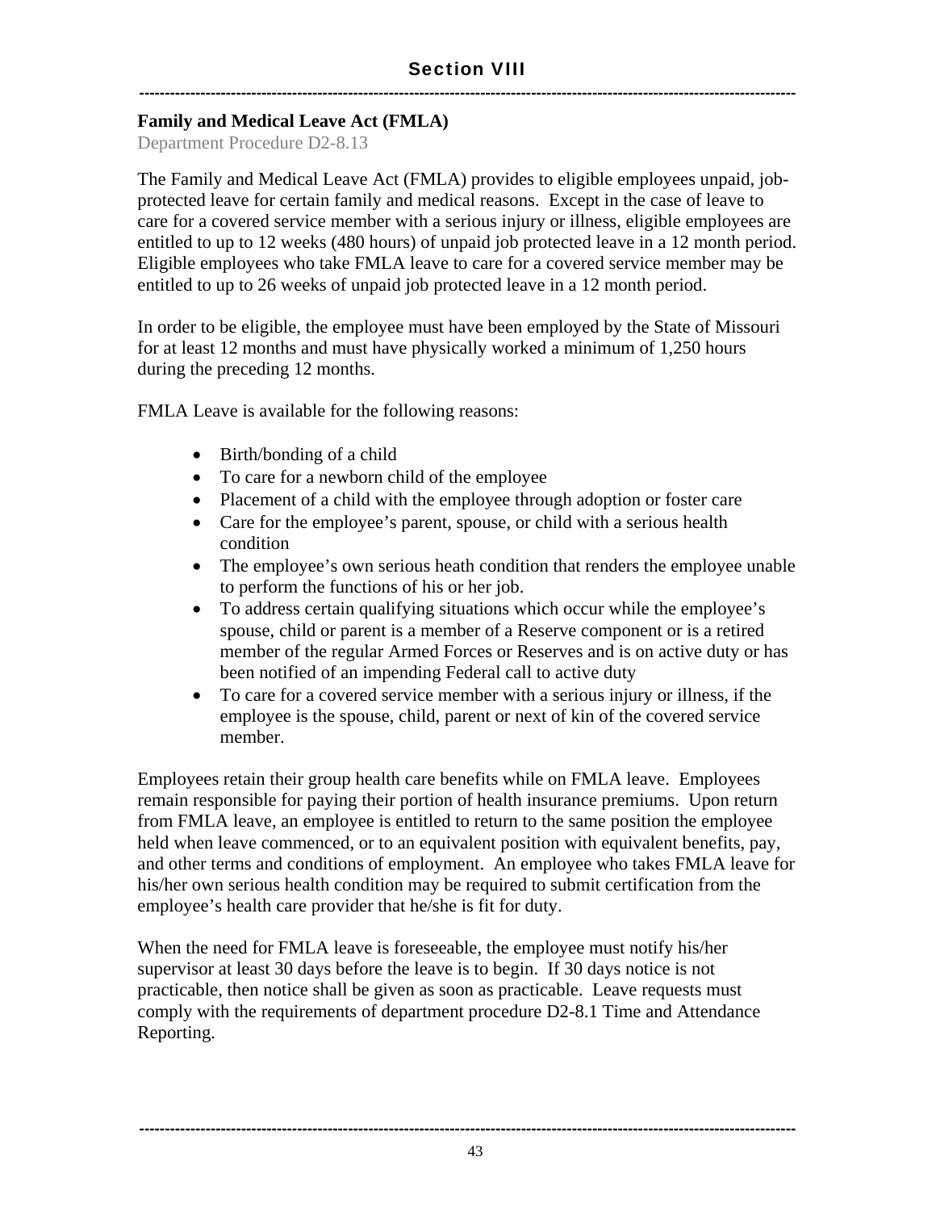# Section VIII

**Family and Medical Leave Act (FMLA)**

Department Procedure D2-8.13

The Family and Medical Leave Act (FMLA) provides to eligible employees unpaid, job-protected leave for certain family and medical reasons. Except in the case of leave to care for a covered service member with a serious injury or illness, eligible employees are entitled to up to 12 weeks (480 hours) of unpaid job protected leave in a 12 month period. Eligible employees who take FMLA leave to care for a covered service member may be entitled to up to 26 weeks of unpaid job protected leave in a 12 month period.

In order to be eligible, the employee must have been employed by the State of Missouri for at least 12 months and must have physically worked a minimum of 1,250 hours during the preceding 12 months.

FMLA Leave is available for the following reasons:

- Birth/bonding of a child
- To care for a newborn child of the employee
- Placement of a child with the employee through adoption or foster care
- Care for the employee's parent, spouse, or child with a serious health condition
- The employee's own serious heath condition that renders the employee unable to perform the functions of his or her job.
- To address certain qualifying situations which occur while the employee's spouse, child or parent is a member of a Reserve component or is a retired member of the regular Armed Forces or Reserves and is on active duty or has been notified of an impending Federal call to active duty
- To care for a covered service member with a serious injury or illness, if the employee is the spouse, child, parent or next of kin of the covered service member.

Employees retain their group health care benefits while on FMLA leave. Employees remain responsible for paying their portion of health insurance premiums. Upon return from FMLA leave, an employee is entitled to return to the same position the employee held when leave commenced, or to an equivalent position with equivalent benefits, pay, and other terms and conditions of employment. An employee who takes FMLA leave for his/her own serious health condition may be required to submit certification from the employee's health care provider that he/she is fit for duty.

When the need for FMLA leave is foreseeable, the employee must notify his/her supervisor at least 30 days before the leave is to begin. If 30 days notice is not practicable, then notice shall be given as soon as practicable. Leave requests must comply with the requirements of department procedure D2-8.1 Time and Attendance Reporting.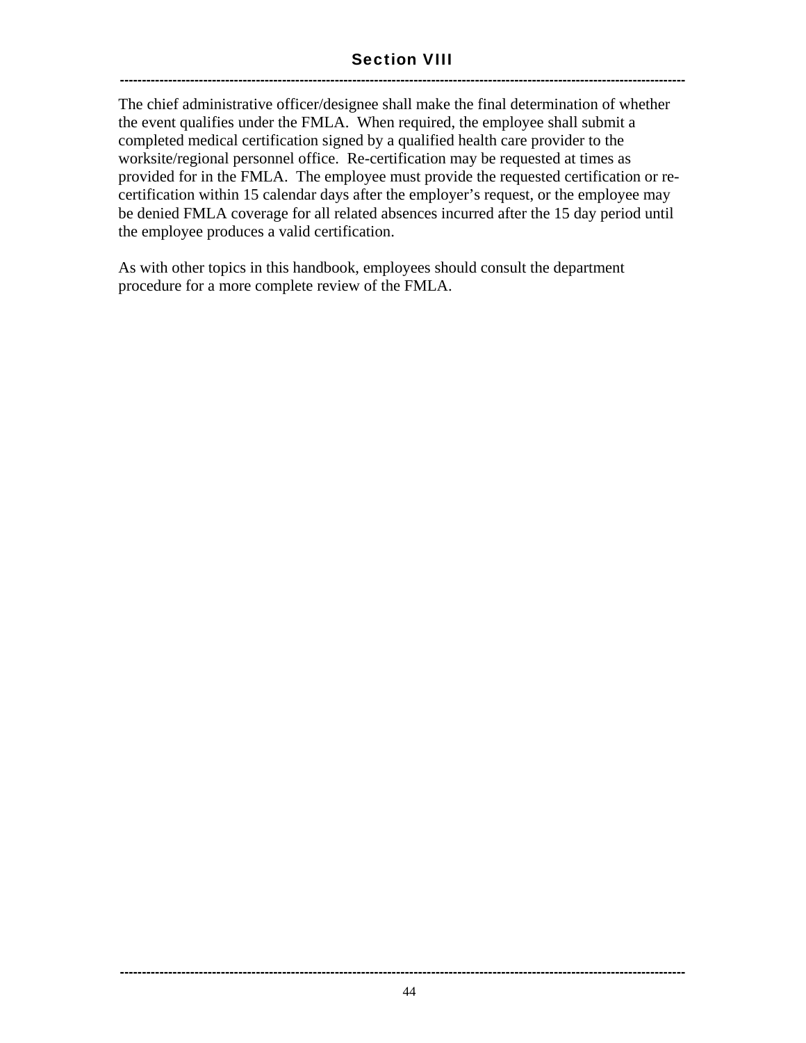The chief administrative officer/designee shall make the final determination of whether the event qualifies under the FMLA. When required, the employee shall submit a completed medical certification signed by a qualified health care provider to the worksite/regional personnel office. Re-certification may be requested at times as provided for in the FMLA. The employee must provide the requested certification or re-certification within 15 calendar days after the employer's request, or the employee may be denied FMLA coverage for all related absences incurred after the 15 day period until the employee produces a valid certification.

As with other topics in this handbook, employees should consult the department procedure for a more complete review of the FMLA.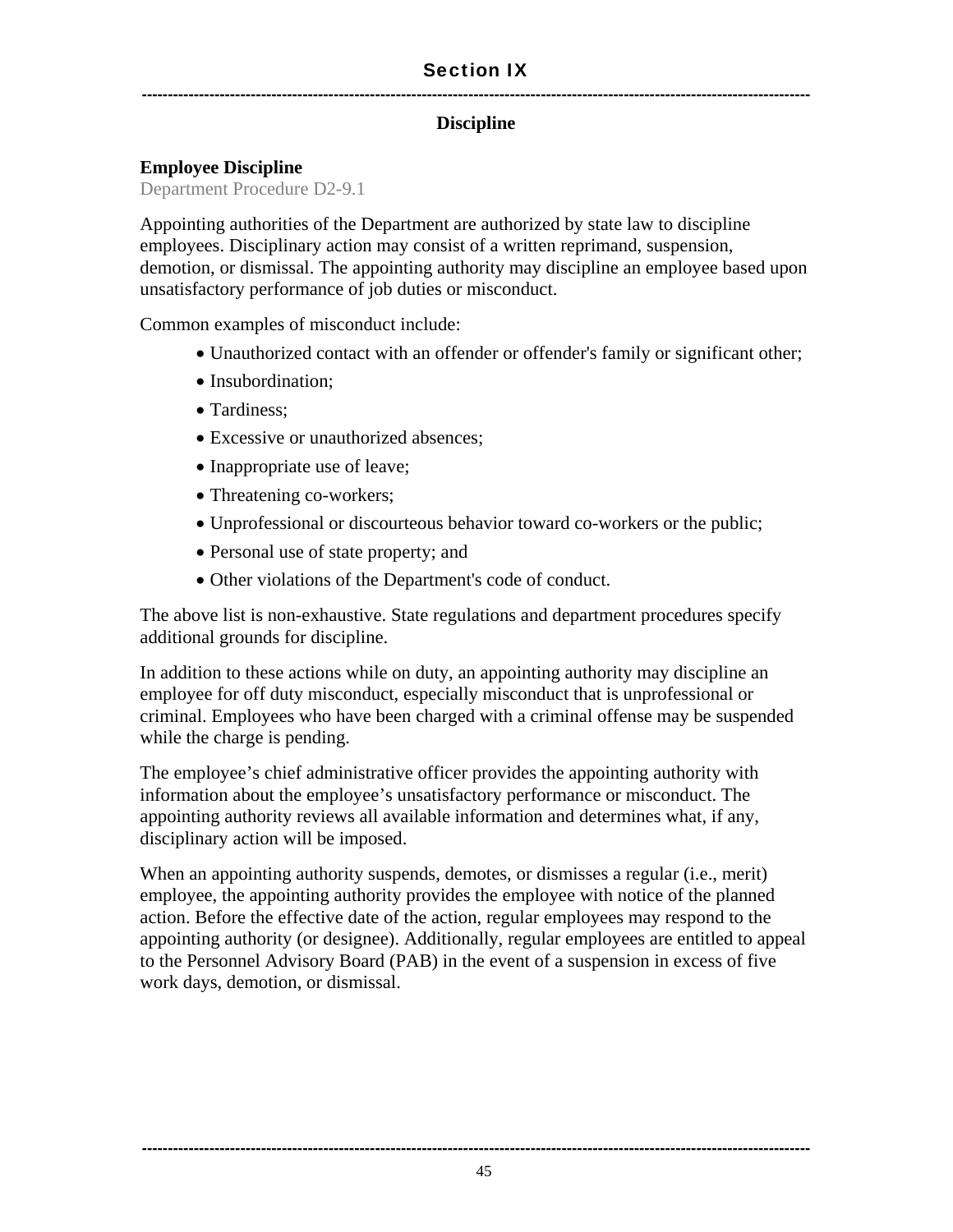# Section IX

## Discipline

### Employee Discipline

Department Procedure D2-9.1

Appointing authorities of the Department are authorized by state law to discipline employees. Disciplinary action may consist of a written reprimand, suspension, demotion, or dismissal. The appointing authority may discipline an employee based upon unsatisfactory performance of job duties or misconduct.

Common examples of misconduct include:

- Unauthorized contact with an offender or offender's family or significant other;
- Insubordination;
- Tardiness;
- Excessive or unauthorized absences;
- Inappropriate use of leave;
- Threatening co-workers;
- Unprofessional or discourteous behavior toward co-workers or the public;
- Personal use of state property; and
- Other violations of the Department's code of conduct.

The above list is non-exhaustive. State regulations and department procedures specify additional grounds for discipline.

In addition to these actions while on duty, an appointing authority may discipline an employee for off duty misconduct, especially misconduct that is unprofessional or criminal. Employees who have been charged with a criminal offense may be suspended while the charge is pending.

The employee's chief administrative officer provides the appointing authority with information about the employee's unsatisfactory performance or misconduct. The appointing authority reviews all available information and determines what, if any, disciplinary action will be imposed.

When an appointing authority suspends, demotes, or dismisses a regular (i.e., merit) employee, the appointing authority provides the employee with notice of the planned action. Before the effective date of the action, regular employees may respond to the appointing authority (or designee). Additionally, regular employees are entitled to appeal to the Personnel Advisory Board (PAB) in the event of a suspension in excess of five work days, demotion, or dismissal.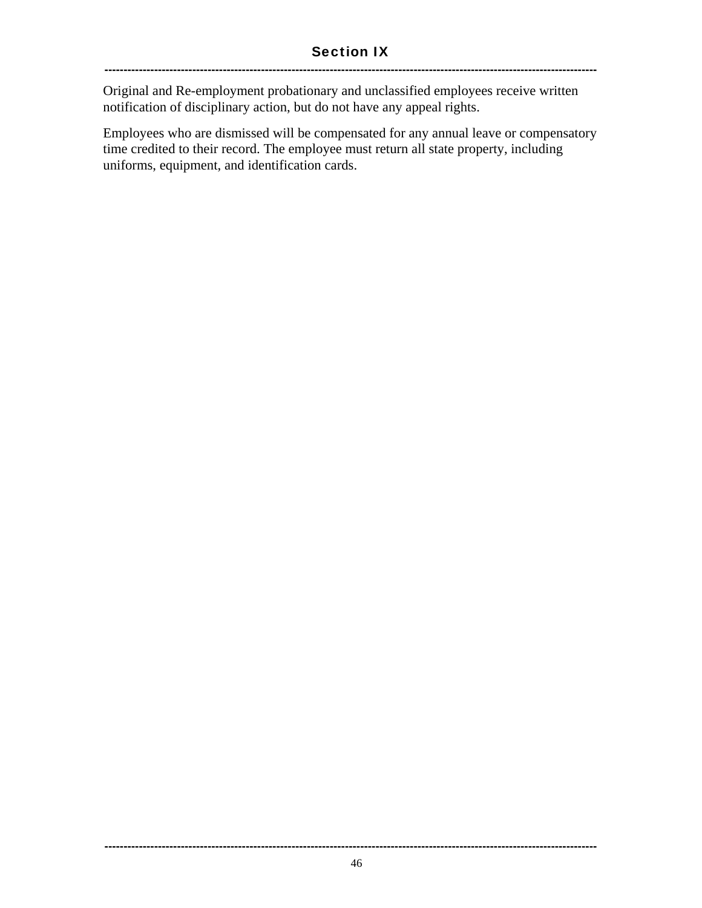Original and Re-employment probationary and unclassified employees receive written notification of disciplinary action, but do not have any appeal rights.

Employees who are dismissed will be compensated for any annual leave or compensatory time credited to their record. The employee must return all state property, including uniforms, equipment, and identification cards.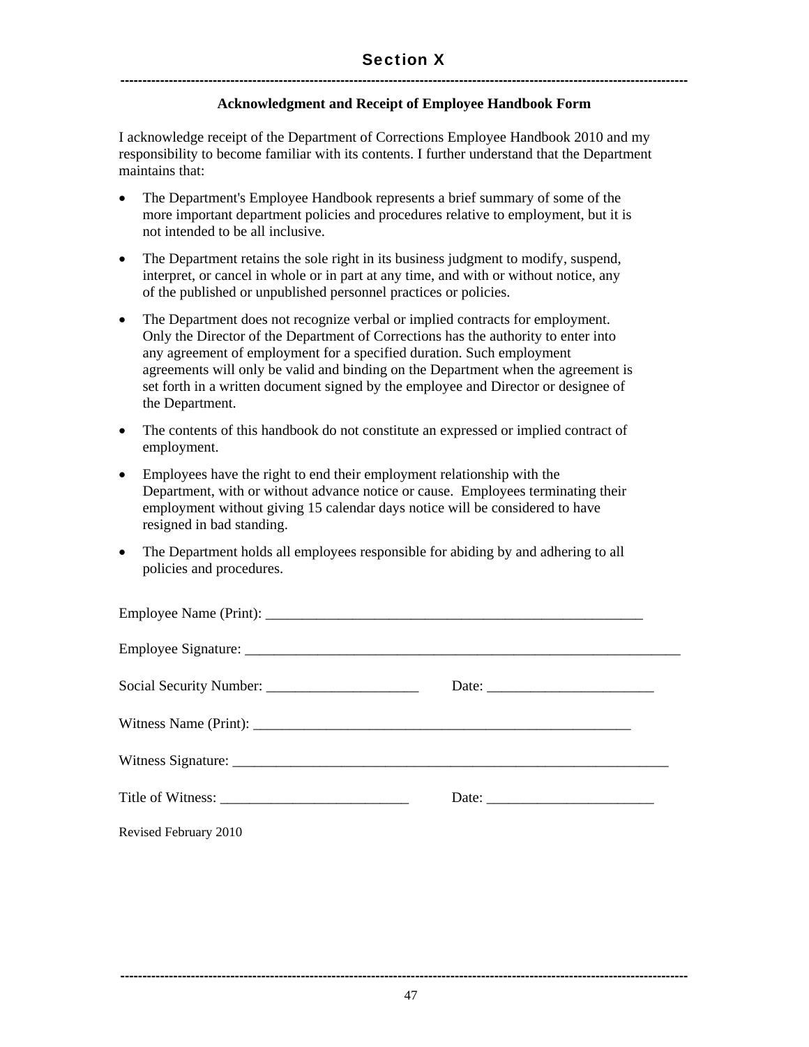## Section X

### Acknowledgment and Receipt of Employee Handbook Form

I acknowledge receipt of the Department of Corrections Employee Handbook 2010 and my responsibility to become familiar with its contents. I further understand that the Department maintains that:

- The Department's Employee Handbook represents a brief summary of some of the more important department policies and procedures relative to employment, but it is not intended to be all inclusive.
- The Department retains the sole right in its business judgment to modify, suspend, interpret, or cancel in whole or in part at any time, and with or without notice, any of the published or unpublished personnel practices or policies.
- The Department does not recognize verbal or implied contracts for employment. Only the Director of the Department of Corrections has the authority to enter into any agreement of employment for a specified duration. Such employment agreements will only be valid and binding on the Department when the agreement is set forth in a written document signed by the employee and Director or designee of the Department.
- The contents of this handbook do not constitute an expressed or implied contract of employment.
- Employees have the right to end their employment relationship with the Department, with or without advance notice or cause. Employees terminating their employment without giving 15 calendar days notice will be considered to have resigned in bad standing.
- The Department holds all employees responsible for abiding by and adhering to all policies and procedures.

Employee Name (Print): ______________________________________________________

Employee Signature: _______________________________________________________________

Social Security Number: _____________________ Date: _______________________

Witness Name (Print): ______________________________________________________

Witness Signature: ______________________________________________________________

Title of Witness: __________________________ Date: _______________________

Revised February 2010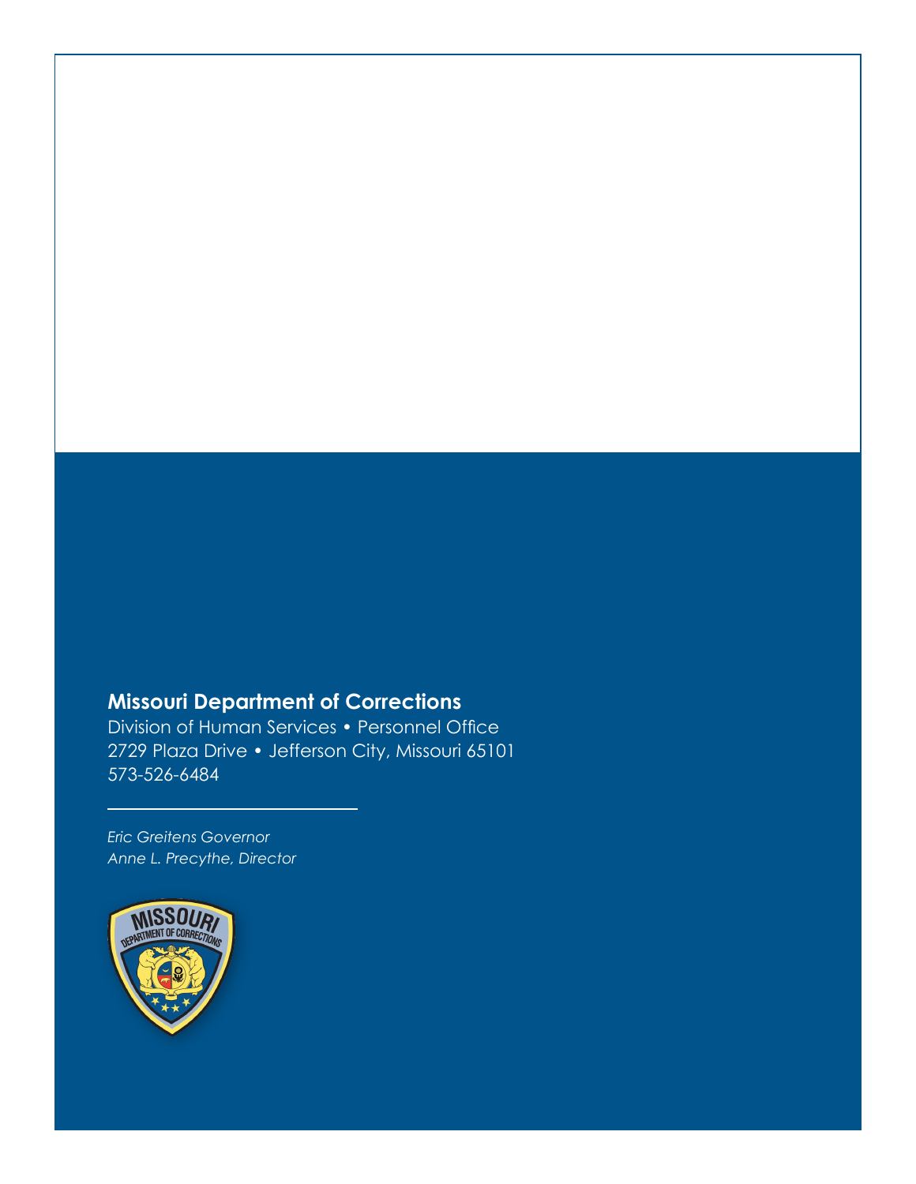**Missouri Department of Corrections**

Division of Human Services • Personnel Office
2729 Plaza Drive • Jefferson City, Missouri 65101
573-526-6484

*Eric Greitens Governor*
*Anne L. Precythe, Director*